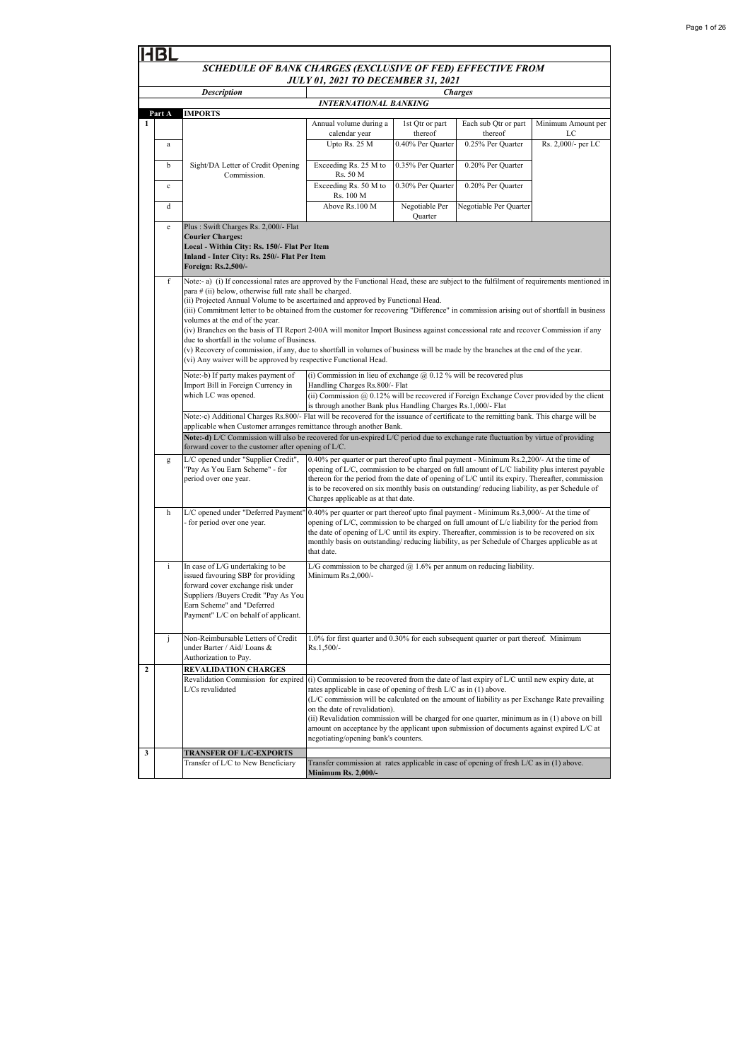HBL

# SCHEDULE OF BANK CHARGES (EXCLUSIVE OF FED) EFFECTIVE FROM JULY 01, 2021 TO DECEMBER 31, 2021

| | | Description | Charges | | | |
|---|---|---|---|---|---|---|
| | | | **INTERNATIONAL BANKING** | | | |
| **Part A** | | **IMPORTS** | | | | |
| **1** | | | Annual volume during a calendar year | 1st Qtr or part thereof | Each sub Qtr or part thereof | Minimum Amount per LC |
| | a | Sight/DA Letter of Credit Opening Commission. | Upto Rs. 25 M | 0.40% Per Quarter | 0.25% Per Quarter | Rs. 2,000/- per LC |
| | b | | Exceeding Rs. 25 M to Rs. 50 M | 0.35% Per Quarter | 0.20% Per Quarter | |
| | c | | Exceeding Rs. 50 M to Rs. 100 M | 0.30% Per Quarter | 0.20% Per Quarter | |
| | d | | Above Rs.100 M | Negotiable Per Quarter | Negotiable Per Quarter | |
| | e | Plus : Swift Charges Rs. 2,000/- Flat<br>**Courier Charges:**<br>**Local - Within City: Rs. 150/- Flat Per Item**<br>**Inland - Inter City: Rs. 250/- Flat Per Item**<br>**Foreign: Rs.2,500/-** | | | | |
| | f | Note:- a) (i) If concessional rates are approved by the Functional Head, these are subject to the fulfilment of requirements mentioned in para # (ii) below, otherwise full rate shall be charged.<br>(ii) Projected Annual Volume to be ascertained and approved by Functional Head.<br>(iii) Commitment letter to be obtained from the customer for recovering "Difference" in commission arising out of shortfall in business volumes at the end of the year.<br>(iv) Branches on the basis of TI Report 2-00A will monitor Import Business against concessional rate and recover Commission if any due to shortfall in the volume of Business.<br>(v) Recovery of commission, if any, due to shortfall in volumes of business will be made by the branches at the end of the year.<br>(vi) Any waiver will be approved by respective Functional Head. | | | | |
| | | Note:-b) If party makes payment of Import Bill in Foreign Currency in which LC was opened. | (i) Commission in lieu of exchange @ 0.12 % will be recovered plus Handling Charges Rs.800/- Flat<br>(ii) Commission @ 0.12% will be recovered if Foreign Exchange Cover provided by the client is through another Bank plus Handling Charges Rs.1,000/- Flat | | | |
| | | Note:-c) Additional Charges Rs.800/- Flat will be recovered for the issuance of certificate to the remitting bank. This charge will be applicable when Customer arranges remittance through another Bank. | | | | |
| | | **Note:-d)** L/C Commission will also be recovered for un-expired L/C period due to exchange rate fluctuation by virtue of providing forward cover to the customer after opening of L/C. | | | | |
| | g | L/C opened under "Supplier Credit", "Pay As You Earn Scheme" - for period over one year. | 0.40% per quarter or part thereof upto final payment - Minimum Rs.2,200/- At the time of opening of L/C, commission to be charged on full amount of L/C liability plus interest payable thereon for the period from the date of opening of L/C until its expiry. Thereafter, commission is to be recovered on six monthly basis on outstanding/ reducing liability, as per Schedule of Charges applicable as at that date. | | | |
| | h | L/C opened under "Deferred Payment" - for period over one year. | 0.40% per quarter or part thereof upto final payment - Minimum Rs.3,000/- At the time of opening of L/C, commission to be charged on full amount of L/c liability for the period from the date of opening of L/C until its expiry. Thereafter, commission is to be recovered on six monthly basis on outstanding/ reducing liability, as per Schedule of Charges applicable as at that date. | | | |
| | i | In case of L/G undertaking to be issued favouring SBP for providing forward cover exchange risk under Suppliers /Buyers Credit "Pay As You Earn Scheme" and "Deferred Payment" L/C on behalf of applicant. | L/G commission to be charged @ 1.6% per annum on reducing liability. Minimum Rs.2,000/- | | | |
| | j | Non-Reimbursable Letters of Credit under Barter / Aid/ Loans & Authorization to Pay. | 1.0% for first quarter and 0.30% for each subsequent quarter or part thereof. Minimum Rs.1,500/- | | | |
| **2** | | **REVALIDATION CHARGES** | | | | |
| | | Revalidation Commission for expired L/Cs revalidated | (i) Commission to be recovered from the date of last expiry of L/C until new expiry date, at rates applicable in case of opening of fresh L/C as in (1) above.<br>(L/C commission will be calculated on the amount of liability as per Exchange Rate prevailing on the date of revalidation).<br>(ii) Revalidation commission will be charged for one quarter, minimum as in (1) above on bill amount on acceptance by the applicant upon submission of documents against expired L/C at negotiating/opening bank's counters. | | | |
| **3** | | **TRANSFER OF L/C-EXPORTS** | | | | |
| | | Transfer of L/C to New Beneficiary | Transfer commission at rates applicable in case of opening of fresh L/C as in (1) above. **Minimum Rs. 2,000/-** | | | |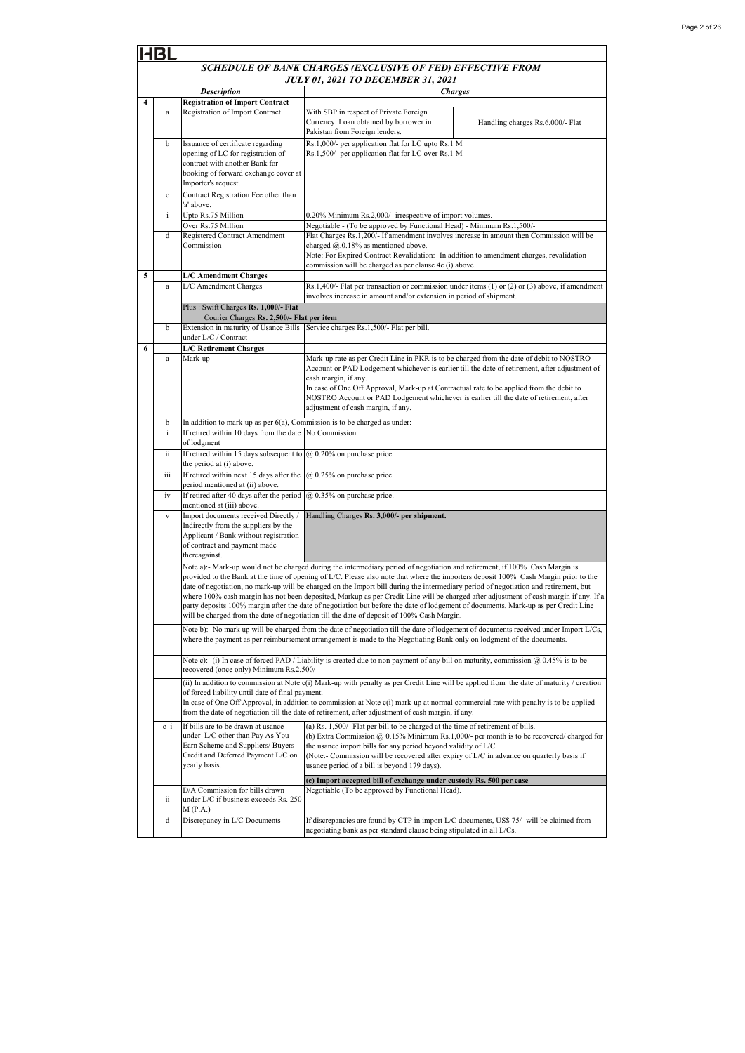HBL

## *SCHEDULE OF BANK CHARGES (EXCLUSIVE OF FED) EFFECTIVE FROM JULY 01, 2021 TO DECEMBER 31, 2021*

| | | *Description* | *Charges* | |
|---|---|---|---|---|
| **4** | | **Registration of Import Contract** | | |
| | a | Registration of Import Contract | With SBP in respect of Private Foreign Currency Loan obtained by borrower in Pakistan from Foreign lenders. | Handling charges Rs.6,000/- Flat |
| | b | Issuance of certificate regarding opening of LC for registration of contract with another Bank for booking of forward exchange cover at Importer's request. | Rs.1,000/- per application flat for LC upto Rs.1 M<br>Rs.1,500/- per application flat for LC over Rs.1 M | |
| | c | Contract Registration Fee other than 'a' above. | | |
| | i | Upto Rs.75 Million | 0.20% Minimum Rs.2,000/- irrespective of import volumes. | |
| | | Over Rs.75 Million | Negotiable - (To be approved by Functional Head) - Minimum Rs.1,500/- | |
| | d | Registered Contract Amendment Commission | Flat Charges Rs.1,200/- If amendment involves increase in amount then Commission will be charged @.0.18% as mentioned above.<br>Note: For Expired Contract Revalidation:- In addition to amendment charges, revalidation commission will be charged as per clause 4c (i) above. | |
| **5** | | **L/C Amendment Charges** | | |
| | a | L/C Amendment Charges | Rs.1,400/- Flat per transaction or commission under items (1) or (2) or (3) above, if amendment involves increase in amount and/or extension in period of shipment. | |
| | | Plus : Swift Charges **Rs. 1,000/- Flat**<br>Courier Charges **Rs. 2,500/- Flat per item** | | |
| | b | Extension in maturity of Usance Bills under L/C / Contract | Service charges Rs.1,500/- Flat per bill. | |
| **6** | | **L/C Retirement Charges** | | |
| | a | Mark-up | Mark-up rate as per Credit Line in PKR is to be charged from the date of debit to NOSTRO Account or PAD Lodgement whichever is earlier till the date of retirement, after adjustment of cash margin, if any.<br>In case of One Off Approval, Mark-up at Contractual rate to be applied from the debit to NOSTRO Account or PAD Lodgement whichever is earlier till the date of retirement, after adjustment of cash margin, if any. | |
| | b | In addition to mark-up as per 6(a), Commission is to be charged as under: | | |
| | i | If retired within 10 days from the date of lodgment | No Commission | |
| | ii | If retired within 15 days subsequent to the period at (i) above. | @ 0.20% on purchase price. | |
| | iii | If retired within next 15 days after the period mentioned at (ii) above. | @ 0.25% on purchase price. | |
| | iv | If retired after 40 days after the period mentioned at (iii) above. | @ 0.35% on purchase price. | |
| | v | Import documents received Directly / Indirectly from the suppliers by the Applicant / Bank without registration of contract and payment made thereagainst. | Handling Charges **Rs. 3,000/- per shipment.** | |
| | | Note a):- Mark-up would not be charged during the intermediary period of negotiation and retirement, if 100% Cash Margin is provided to the Bank at the time of opening of L/C. Please also note that where the importers deposit 100% Cash Margin prior to the date of negotiation, no mark-up will be charged on the Import bill during the intermediary period of negotiation and retirement, but where 100% cash margin has not been deposited, Markup as per Credit Line will be charged after adjustment of cash margin if any. If a party deposits 100% margin after the date of negotiation but before the date of lodgement of documents, Mark-up as per Credit Line will be charged from the date of negotiation till the date of deposit of 100% Cash Margin. | | |
| | | Note b):- No mark up will be charged from the date of negotiation till the date of lodgement of documents received under Import L/Cs, where the payment as per reimbursement arrangement is made to the Negotiating Bank only on lodgment of the documents. | | |
| | | Note c):- (i) In case of forced PAD / Liability is created due to non payment of any bill on maturity, commission @ 0.45% is to be recovered (once only) Minimum Rs.2,500/- | | |
| | | (ii) In addition to commission at Note c(i) Mark-up with penalty as per Credit Line will be applied from the date of maturity / creation of forced liability until date of final payment.<br>In case of One Off Approval, in addition to commission at Note c(i) mark-up at normal commercial rate with penalty is to be applied from the date of negotiation till the date of retirement, after adjustment of cash margin, if any. | | |
| | c i | If bills are to be drawn at usance under L/C other than Pay As You Earn Scheme and Suppliers/ Buyers Credit and Deferred Payment L/C on yearly basis. | (a) Rs. 1,500/- Flat per bill to be charged at the time of retirement of bills.<br>(b) Extra Commission @ 0.15% Minimum Rs.1,000/- per month is to be recovered/ charged for the usance import bills for any period beyond validity of L/C.<br>(Note:- Commission will be recovered after expiry of L/C in advance on quarterly basis if usance period of a bill is beyond 179 days).<br>**(c) Import accepted bill of exchange under custody Rs. 500 per case** | |
| | ii | D/A Commission for bills drawn under L/C if business exceeds Rs. 250 M (P.A.) | Negotiable (To be approved by Functional Head). | |
| | d | Discrepancy in L/C Documents | If discrepancies are found by CTP in import L/C documents, US$ 75/- will be claimed from negotiating bank as per standard clause being stipulated in all L/Cs. | |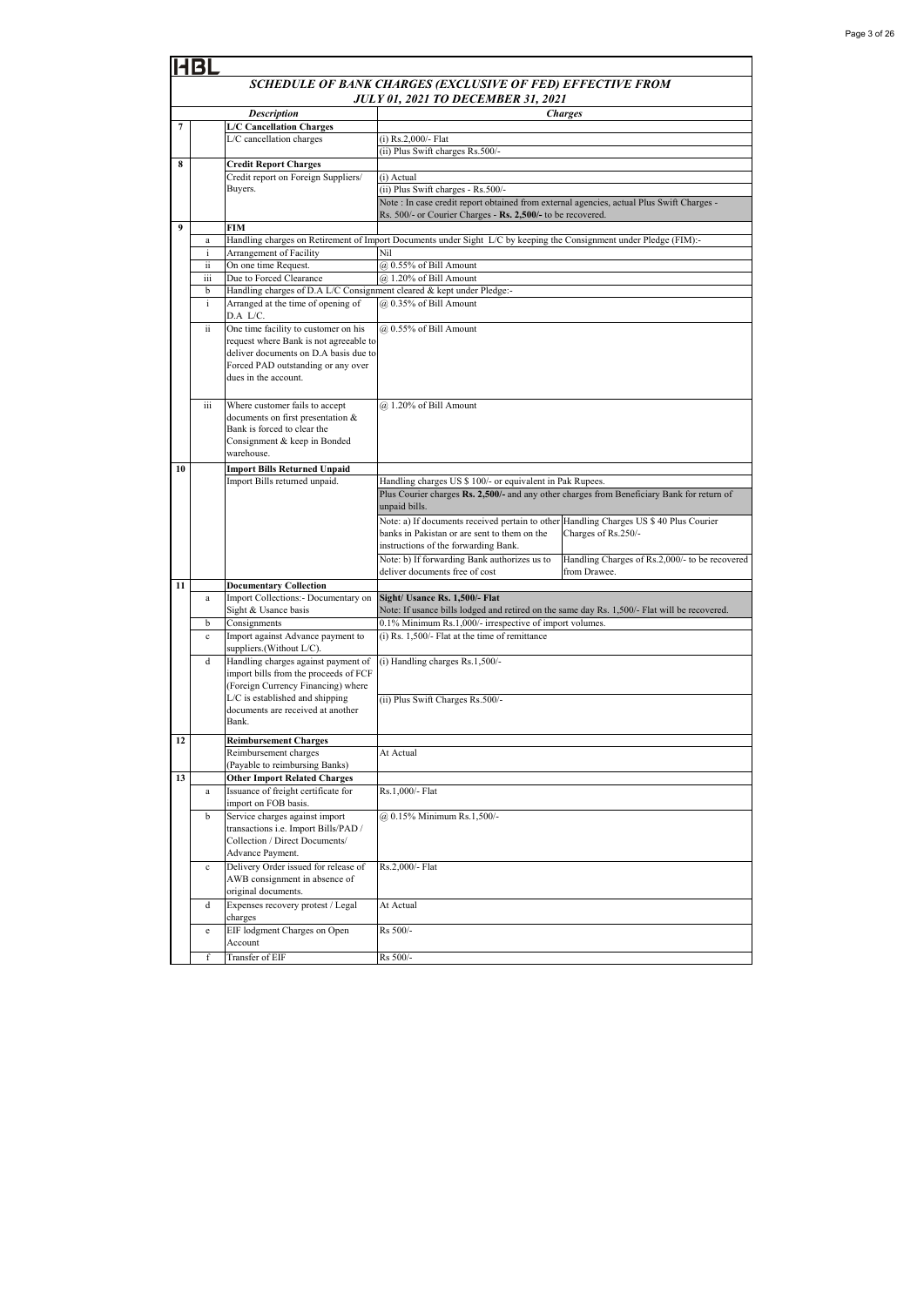HBL

## SCHEDULE OF BANK CHARGES (EXCLUSIVE OF FED) EFFECTIVE FROM JULY 01, 2021 TO DECEMBER 31, 2021

| | | Description | Charges | |
|---|---|---|---|---|
| 7 | | **L/C Cancellation Charges** | | |
| | | L/C cancellation charges | (i) Rs.2,000/- Flat | |
| | | | (ii) Plus Swift charges Rs.500/- | |
| 8 | | **Credit Report Charges** | | |
| | | Credit report on Foreign Suppliers/ Buyers. | (i) Actual | |
| | | | (ii) Plus Swift charges - Rs.500/- | |
| | | | Note : In case credit report obtained from external agencies, actual Plus Swift Charges - Rs. 500/- or Courier Charges - **Rs. 2,500/-** to be recovered. | |
| 9 | | **FIM** | | |
| | a | Handling charges on Retirement of Import Documents under Sight L/C by keeping the Consignment under Pledge (FIM):- | | |
| | i | Arrangement of Facility | Nil | |
| | ii | On one time Request. | @ 0.55% of Bill Amount | |
| | iii | Due to Forced Clearance | @ 1.20% of Bill Amount | |
| | b | Handling charges of D.A L/C Consignment cleared & kept under Pledge:- | | |
| | i | Arranged at the time of opening of D.A L/C. | @ 0.35% of Bill Amount | |
| | ii | One time facility to customer on his request where Bank is not agreeable to deliver documents on D.A basis due to Forced PAD outstanding or any over dues in the account. | @ 0.55% of Bill Amount | |
| | iii | Where customer fails to accept documents on first presentation & Bank is forced to clear the Consignment & keep in Bonded warehouse. | @ 1.20% of Bill Amount | |
| 10 | | **Import Bills Returned Unpaid** | | |
| | | Import Bills returned unpaid. | Handling charges US $ 100/- or equivalent in Pak Rupees. | |
| | | | Plus Courier charges **Rs. 2,500/-** and any other charges from Beneficiary Bank for return of unpaid bills. | |
| | | | Note: a) If documents received pertain to other banks in Pakistan or are sent to them on the instructions of the forwarding Bank. | Handling Charges US $ 40 Plus Courier Charges of Rs.250/- |
| | | | Note: b) If forwarding Bank authorizes us to deliver documents free of cost | Handling Charges of Rs.2,000/- to be recovered from Drawee. |
| 11 | | **Documentary Collection** | | |
| | a | Import Collections:- Documentary on Sight & Usance basis | **Sight/ Usance Rs. 1,500/- Flat** | |
| | | | Note: If usance bills lodged and retired on the same day Rs. 1,500/- Flat will be recovered. | |
| | b | Consignments | 0.1% Minimum Rs.1,000/- irrespective of import volumes. | |
| | c | Import against Advance payment to suppliers.(Without L/C). | (i) Rs. 1,500/- Flat at the time of remittance | |
| | d | Handling charges against payment of import bills from the proceeds of FCF (Foreign Currency Financing) where L/C is established and shipping documents are received at another Bank. | (i) Handling charges Rs.1,500/- | |
| | | | (ii) Plus Swift Charges Rs.500/- | |
| 12 | | **Reimbursement Charges** | | |
| | | Reimbursement charges (Payable to reimbursing Banks) | At Actual | |
| 13 | | **Other Import Related Charges** | | |
| | a | Issuance of freight certificate for import on FOB basis. | Rs.1,000/- Flat | |
| | b | Service charges against import transactions i.e. Import Bills/PAD / Collection / Direct Documents/ Advance Payment. | @ 0.15% Minimum Rs.1,500/- | |
| | c | Delivery Order issued for release of AWB consignment in absence of original documents. | Rs.2,000/- Flat | |
| | d | Expenses recovery protest / Legal charges | At Actual | |
| | e | EIF lodgment Charges on Open Account | Rs 500/- | |
| | f | Transfer of EIF | Rs 500/- | |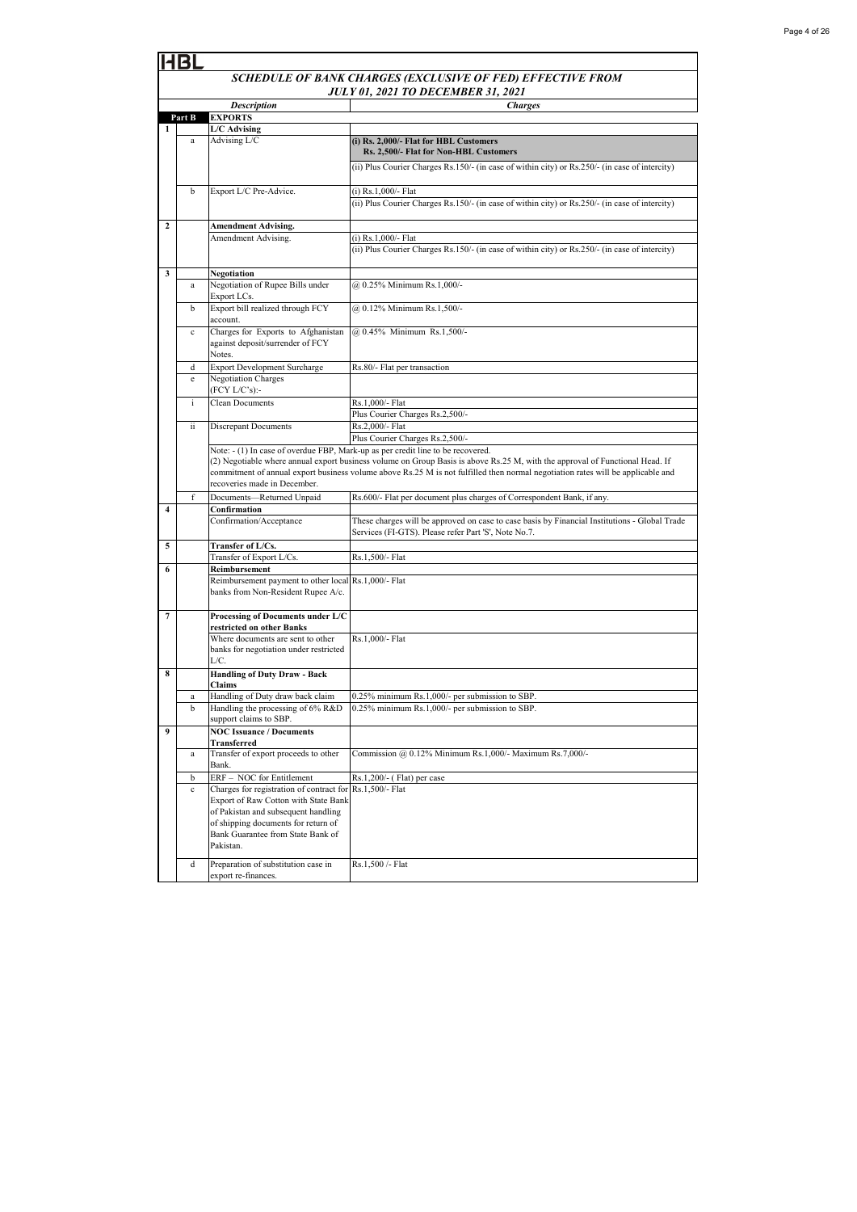HBL

**SCHEDULE OF BANK CHARGES (EXCLUSIVE OF FED) EFFECTIVE FROM JULY 01, 2021 TO DECEMBER 31, 2021**

| | | Description | Charges |
|---|---|---|---|
| **Part B** | | **EXPORTS** | |
| **1** | | **L/C Advising** | |
| | a | Advising L/C | **(i) Rs. 2,000/- Flat for HBL Customers Rs. 2,500/- Flat for Non-HBL Customers** |
| | | | (ii) Plus Courier Charges Rs.150/- (in case of within city) or Rs.250/- (in case of intercity) |
| | b | Export L/C Pre-Advice. | (i) Rs.1,000/- Flat |
| | | | (ii) Plus Courier Charges Rs.150/- (in case of within city) or Rs.250/- (in case of intercity) |
| **2** | | **Amendment Advising.** | |
| | | Amendment Advising. | (i) Rs.1,000/- Flat |
| | | | (ii) Plus Courier Charges Rs.150/- (in case of within city) or Rs.250/- (in case of intercity) |
| **3** | | **Negotiation** | |
| | a | Negotiation of Rupee Bills under Export LCs. | @ 0.25% Minimum Rs.1,000/- |
| | b | Export bill realized through FCY account. | @ 0.12% Minimum Rs.1,500/- |
| | c | Charges for Exports to Afghanistan against deposit/surrender of FCY Notes. | @ 0.45% Minimum Rs.1,500/- |
| | d | Export Development Surcharge | Rs.80/- Flat per transaction |
| | e | Negotiation Charges (FCY L/C's):- | |
| | i | Clean Documents | Rs.1,000/- Flat |
| | | | Plus Courier Charges Rs.2,500/- |
| | ii | Discrepant Documents | Rs.2,000/- Flat |
| | | | Plus Courier Charges Rs.2,500/- |
| | | Note: - (1) In case of overdue FBP, Mark-up as per credit line to be recovered. (2) Negotiable where annual export business volume on Group Basis is above Rs.25 M, with the approval of Functional Head. If commitment of annual export business volume above Rs.25 M is not fulfilled then normal negotiation rates will be applicable and recoveries made in December. | |
| | f | Documents—Returned Unpaid | Rs.600/- Flat per document plus charges of Correspondent Bank, if any. |
| **4** | | **Confirmation** | |
| | | Confirmation/Acceptance | These charges will be approved on case to case basis by Financial Institutions - Global Trade Services (FI-GTS). Please refer Part 'S', Note No.7. |
| **5** | | **Transfer of L/Cs.** | |
| | | Transfer of Export L/Cs. | Rs.1,500/- Flat |
| **6** | | **Reimbursement** | |
| | | Reimbursement payment to other local banks from Non-Resident Rupee A/c. | Rs.1,000/- Flat |
| **7** | | **Processing of Documents under L/C restricted on other Banks** | |
| | | Where documents are sent to other banks for negotiation under restricted L/C. | Rs.1,000/- Flat |
| **8** | | **Handling of Duty Draw - Back Claims** | |
| | a | Handling of Duty draw back claim | 0.25% minimum Rs.1,000/- per submission to SBP. |
| | b | Handling the processing of 6% R&D support claims to SBP. | 0.25% minimum Rs.1,000/- per submission to SBP. |
| **9** | | **NOC Issuance / Documents Transferred** | |
| | a | Transfer of export proceeds to other Bank. | Commission @ 0.12% Minimum Rs.1,000/- Maximum Rs.7,000/- |
| | b | ERF – NOC for Entitlement | Rs.1,200/- ( Flat) per case |
| | c | Charges for registration of contract for Export of Raw Cotton with State Bank of Pakistan and subsequent handling of shipping documents for return of Bank Guarantee from State Bank of Pakistan. | Rs.1,500/- Flat |
| | d | Preparation of substitution case in export re-finances. | Rs.1,500 /- Flat |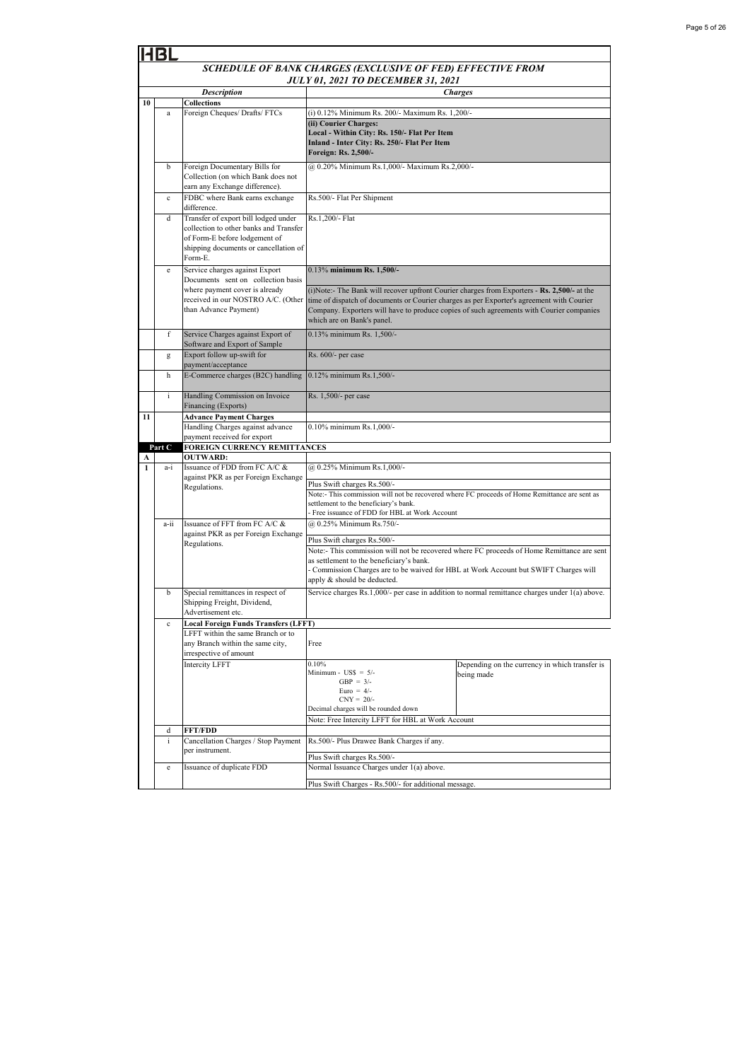HBL

# SCHEDULE OF BANK CHARGES (EXCLUSIVE OF FED) EFFECTIVE FROM JULY 01, 2021 TO DECEMBER 31, 2021

| | | Description | Charges | |
|---|---|---|---|---|
| 10 | | **Collections** | | |
| | a | Foreign Cheques/ Drafts/ FTCs | (i) 0.12% Minimum Rs. 200/- Maximum Rs. 1,200/- | |
| | | | **(ii) Courier Charges:** **Local - Within City: Rs. 150/- Flat Per Item** **Inland - Inter City: Rs. 250/- Flat Per Item** **Foreign: Rs. 2,500/-** | |
| | b | Foreign Documentary Bills for Collection (on which Bank does not earn any Exchange difference). | @ 0.20% Minimum Rs.1,000/- Maximum Rs.2,000/- | |
| | c | FDBC where Bank earns exchange difference. | Rs.500/- Flat Per Shipment | |
| | d | Transfer of export bill lodged under collection to other banks and Transfer of Form-E before lodgement of shipping documents or cancellation of Form-E. | Rs.1,200/- Flat | |
| | e | Service charges against Export Documents sent on collection basis where payment cover is already received in our NOSTRO A/C. (Other than Advance Payment) | 0.13% **minimum Rs. 1,500/-** | |
| | | | (i)Note:- The Bank will recover upfront Courier charges from Exporters - **Rs. 2,500/-** at the time of dispatch of documents or Courier charges as per Exporter's agreement with Courier Company. Exporters will have to produce copies of such agreements with Courier companies which are on Bank's panel. | |
| | f | Service Charges against Export of Software and Export of Sample | 0.13% minimum Rs. 1,500/- | |
| | g | Export follow up-swift for payment/acceptance | Rs. 600/- per case | |
| | h | E-Commerce charges (B2C) handling | 0.12% minimum Rs.1,500/- | |
| | i | Handling Commission on Invoice Financing (Exports) | Rs. 1,500/- per case | |
| 11 | | **Advance Payment Charges** | | |
| | | Handling Charges against advance payment received for export | 0.10% minimum Rs.1,000/- | |
| | Part C | **FOREIGN CURRENCY REMITTANCES** | | |
| A | | **OUTWARD:** | | |
| 1 | a-i | Issuance of FDD from FC A/C & against PKR as per Foreign Exchange Regulations. | @ 0.25% Minimum Rs.1,000/- | |
| | | | Plus Swift charges Rs.500/- | |
| | | | Note:- This commission will not be recovered where FC proceeds of Home Remittance are sent as settlement to the beneficiary's bank. - Free issuance of FDD for HBL at Work Account | |
| | a-ii | Issuance of FFT from FC A/C & against PKR as per Foreign Exchange Regulations. | @ 0.25% Minimum Rs.750/- | |
| | | | Plus Swift charges Rs.500/- | |
| | | | Note:- This commission will not be recovered where FC proceeds of Home Remittance are sent as settlement to the beneficiary's bank. - Commission Charges are to be waived for HBL at Work Account but SWIFT Charges will apply & should be deducted. | |
| | b | Special remittances in respect of Shipping Freight, Dividend, Advertisement etc. | Service charges Rs.1,000/- per case in addition to normal remittance charges under 1(a) above. | |
| | c | **Local Foreign Funds Transfers (LFFT)** | | |
| | | LFFT within the same Branch or to any Branch within the same city, irrespective of amount | Free | |
| | | Intercity LFFT | 0.10% Minimum - US$ = 5/- GBP = 3/- Euro = 4/- CNY = 20/- Decimal charges will be rounded down | Depending on the currency in which transfer is being made |
| | | | Note: Free Intercity LFFT for HBL at Work Account | |
| | d | **FFT/FDD** | | |
| | i | Cancellation Charges / Stop Payment per instrument. | Rs.500/- Plus Drawee Bank Charges if any. | |
| | | | Plus Swift charges Rs.500/- | |
| | e | Issuance of duplicate FDD | Normal Issuance Charges under 1(a) above. | |
| | | | Plus Swift Charges - Rs.500/- for additional message. | |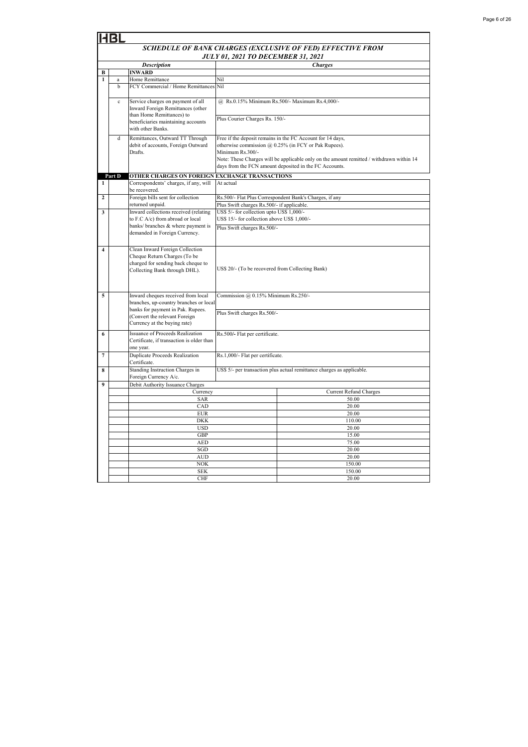HBL

## SCHEDULE OF BANK CHARGES (EXCLUSIVE OF FED) EFFECTIVE FROM JULY 01, 2021 TO DECEMBER 31, 2021

| | | Description | Charges | |
|---|---|---|---|---|
| B | | INWARD | | |
| 1 | a | Home Remittance | Nil | |
| | b | FCY Commercial / Home Remittances | Nil | |
| | c | Service charges on payment of all Inward Foreign Remittances (other than Home Remittances) to beneficiaries maintaining accounts with other Banks. | @ Rs.0.15% Minimum Rs.500/- Maximum Rs.4,000/-<br>Plus Courier Charges Rs. 150/- | |
| | d | Remittances, Outward TT Through debit of accounts, Foreign Outward Drafts. | Free if the deposit remains in the FC Account for 14 days, otherwise commission @ 0.25% (in FCY or Pak Rupees).<br>Minimum Rs.300/-<br>Note: These Charges will be applicable only on the amount remitted / withdrawn within 14 days from the FCN amount deposited in the FC Accounts. | |
| Part D | | OTHER CHARGES ON FOREIGN EXCHANGE TRANSACTIONS | | |
| 1 | | Correspondents' charges, if any, will be recovered. | At actual | |
| 2 | | Foreign bills sent for collection returned unpaid. | Rs.500/- Flat Plus Correspondent Bank's Charges, if any<br>Plus Swift charges Rs.500/- if applicable. | |
| 3 | | Inward collections received (relating to F.C A/c) from abroad or local banks/ branches & where payment is demanded in Foreign Currency. | US$ 5/- for collection upto US$ 1,000/-<br>US$ 15/- for collection above US$ 1,000/-<br>Plus Swift charges Rs.500/- | |
| 4 | | Clean Inward Foreign Collection Cheque Return Charges (To be charged for sending back cheque to Collecting Bank through DHL). | US$ 20/- (To be recovered from Collecting Bank) | |
| 5 | | Inward cheques received from local branches, up-country branches or local banks for payment in Pak. Rupees. (Convert the relevant Foreign Currency at the buying rate) | Commission @ 0.15% Minimum Rs.250/-<br>Plus Swift charges Rs.500/- | |
| 6 | | Issuance of Proceeds Realization Certificate, if transaction is older than one year. | Rs.500/- Flat per certificate. | |
| 7 | | Duplicate Proceeds Realization Certificate. | Rs.1,000/- Flat per certificate. | |
| 8 | | Standing Instruction Charges in Foreign Currency A/c. | US$ 5/- per transaction plus actual remittance charges as applicable. | |
| 9 | | Debit Authority Issuance Charges | | |
| | | Currency | | Current Refund Charges |
| | | SAR | | 50.00 |
| | | CAD | | 20.00 |
| | | EUR | | 20.00 |
| | | DKK | | 110.00 |
| | | USD | | 20.00 |
| | | GBP | | 15.00 |
| | | AED | | 75.00 |
| | | SGD | | 20.00 |
| | | AUD | | 20.00 |
| | | NOK | | 150.00 |
| | | SEK | | 150.00 |
| | | CHF | | 20.00 |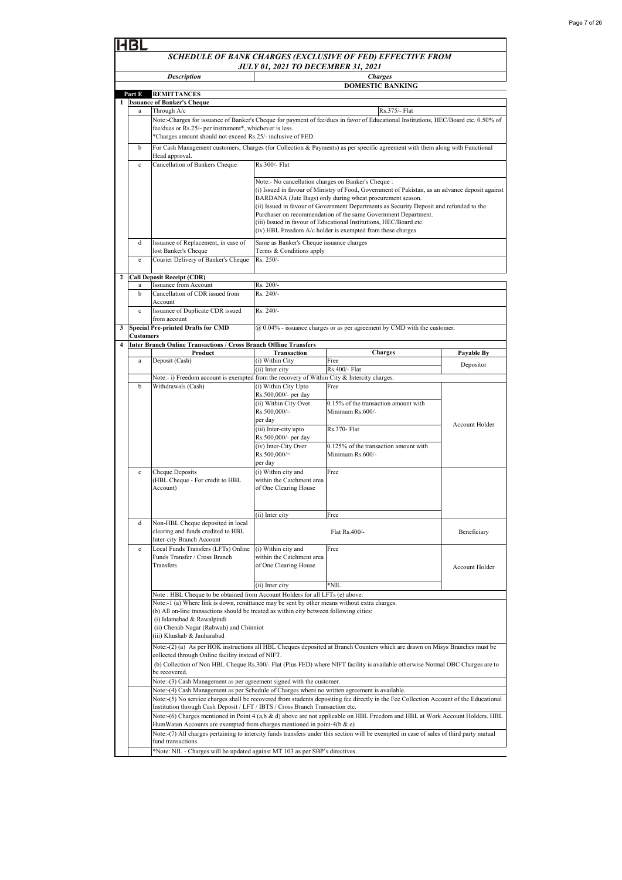HBL

## SCHEDULE OF BANK CHARGES (EXCLUSIVE OF FED) EFFECTIVE FROM JULY 01, 2021 TO DECEMBER 31, 2021

| | | Description | Charges |
|---|---|---|---|
| | | | **DOMESTIC BANKING** |
| **Part E** | | **REMITTANCES** | |
| **1** | | **Issuance of Banker's Cheque** | |
| | a | Through A/c | Rs.375/- Flat |
| | | Note:-Charges for issuance of Banker's Cheque for payment of fee/dues in favor of Educational Institutions, HEC/Board etc. 0.50% of fee/dues or Rs.25/- per instrument*, whichever is less. *Charges amount should not exceed Rs.25/- inclusive of FED. | |
| | b | For Cash Management customers, Charges (for Collection & Payments) as per specific agreement with them along with Functional Head approval. | |
| | c | Cancellation of Bankers Cheque | Rs.300/- Flat<br><br>Note:- No cancellation charges on Banker's Cheque :<br>(i) Issued in favour of Ministry of Food, Government of Pakistan, as an advance deposit against BARDANA (Jute Bags) only during wheat procurement season.<br>(ii) Issued in favour of Government Departments as Security Deposit and refunded to the Purchaser on recommendation of the same Government Department.<br>(iii) Issued in favour of Educational Institutions, HEC/Board etc.<br>(iv) HBL Freedom A/c holder is exempted from these charges |
| | d | Issuance of Replacement, in case of lost Banker's Cheque | Same as Banker's Cheque issuance charges<br>Terms & Conditions apply |
| | e | Courier Delivery of Banker's Cheque | Rs. 250/- |
| **2** | | **Call Deposit Receipt (CDR)** | |
| | a | Issuance from Account | Rs. 200/- |
| | b | Cancellation of CDR issued from Account | Rs. 240/- |
| | c | Issuance of Duplicate CDR issued from account | Rs. 240/- |
| **3** | | **Special Pre-printed Drafts for CMD Customers** | @ 0.04% - issuance charges or as per agreement by CMD with the customer. |

**4 Inter Branch Online Transactions / Cross Branch Offline Transfers**

| | Product | Transaction | Charges | Payable By |
|---|---|---|---|---|
| a | Deposit (Cash) | (i) Within City | Free | Depositor |
| | | (ii) Inter city | Rs.400/- Flat | |
| | Note:- i) Freedom account is exempted from the recovery of Within City & Intercity charges. | | | |
| b | Withdrawals (Cash) | (i) Within City Upto Rs.500,000/- per day | Free | Account Holder |
| | | (ii) Within City Over Rs.500,000/= per day | 0.15% of the transaction amount with Minimum Rs.600/- | |
| | | (iii) Inter-city upto Rs.500,000/- per day | Rs.370- Flat | |
| | | (iv) Inter-City Over Rs.500,000/= per day | 0.125% of the transaction amount with Minimum Rs.600/- | |
| c | Cheque Deposits (HBL Cheque - For credit to HBL Account) | (i) Within city and within the Catchment area of One Clearing House | Free | |
| | | (ii) Inter city | Free | |
| d | Non-HBL Cheque deposited in local clearing and funds credited to HBL Inter-city Branch Account | | Flat Rs.400/- | Beneficiary |
| e | Local Funds Transfers (LFTs) Online Funds Transfer / Cross Branch Transfers | (i) Within city and within the Catchment area of One Clearing House | Free | Account Holder |
| | | (ii) Inter city | *NIL | |

Note : HBL Cheque to be obtained from Account Holders for all LFTs (e) above.

Note:-1 (a) Where link is down, remittance may be sent by other means without extra charges.
(b) All on-line transactions should be treated as within city between following cities:
(i) Islamabad & Rawalpindi
(ii) Chenab Nagar (Rabwah) and Chinniot
(iii) Khushab & Jauharabad

Note:-(2) (a) As per HOK instructions all HBL Cheques deposited at Branch Counters which are drawn on Misys Branches must be collected through Online facility instead of NIFT.
(b) Collection of Non HBL Cheque Rs.300/- Flat (Plus FED) where NIFT facility is available otherwise Normal OBC Charges are to be recovered.

Note:-(3) Cash Management as per agreement signed with the customer.

Note:-(4) Cash Management as per Schedule of Charges where no written agreement is available.

Note:-(5) No service charges shall be recovered from students depositing fee directly in the Fee Collection Account of the Educational Institution through Cash Deposit / LFT / IBTS / Cross Branch Transaction etc.

Note:-(6) Charges mentioned in Point 4 (a,b & d) above are not applicable on HBL Freedom and HBL at Work Account Holders. HBL HumWatan Accounts are exempted from charges mentioned in point-4(b & e)

Note:-(7) All charges pertaining to intercity funds transfers under this section will be exempted in case of sales of third party mutual fund transactions.

*Note: NIL - Charges will be updated against MT 103 as per SBP's directives.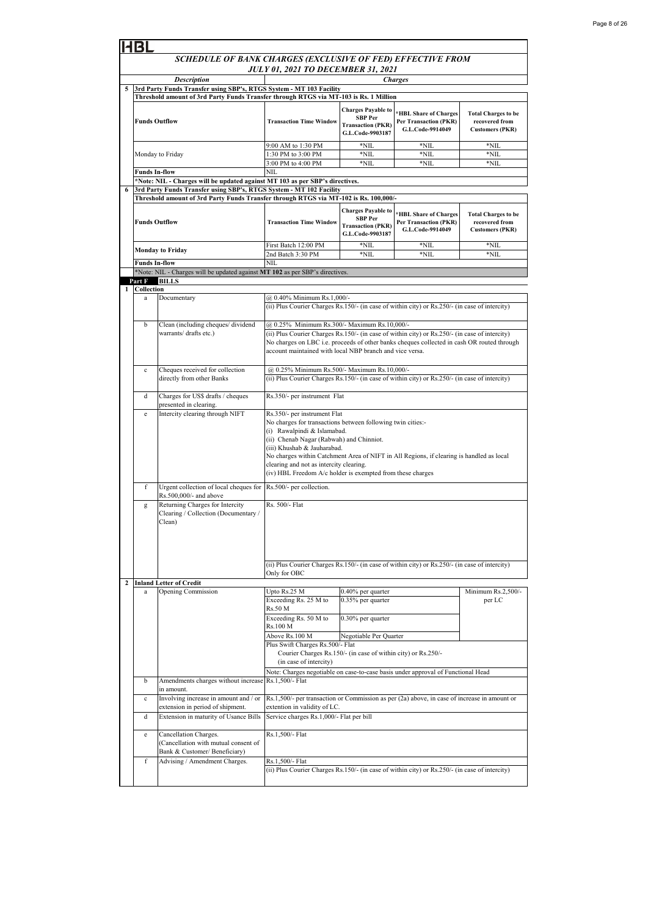HBL

## SCHEDULE OF BANK CHARGES (EXCLUSIVE OF FED) EFFECTIVE FROM JULY 01, 2021 TO DECEMBER 31, 2021

| | | Description | Charges | | | |
|---|---|---|---|---|---|---|
| **5** | **3rd Party Funds Transfer using SBP's, RTGS System - MT 103 Facility** | | | | | |
| | **Threshold amount of 3rd Party Funds Transfer through RTGS via MT-103 is Rs. 1 Million** | | | | | |
| | **Funds Outflow** | | **Transaction Time Window** | **Charges Payable to SBP Per Transaction (PKR) G.L.Code-9903187** | ***HBL Share of Charges Per Transaction (PKR) G.L.Code-9914049** | **Total Charges to be recovered from Customers (PKR)** |
| | Monday to Friday | | 9:00 AM to 1:30 PM | *NIL | *NIL | *NIL |
| | | | 1:30 PM to 3:00 PM | *NIL | *NIL | *NIL |
| | | | 3:00 PM to 4:00 PM | *NIL | *NIL | *NIL |
| | **Funds In-flow** | | NIL | | | |
| | *Note: NIL - Charges will be updated against MT 103 as per SBP's directives. | | | | | |
| **6** | **3rd Party Funds Transfer using SBP's, RTGS System - MT 102 Facility** | | | | | |
| | **Threshold amount of 3rd Party Funds Transfer through RTGS via MT-102 is Rs. 100,000/-** | | | | | |
| | **Funds Outflow** | | **Transaction Time Window** | **Charges Payable to SBP Per Transaction (PKR) G.L.Code-9903187** | ***HBL Share of Charges Per Transaction (PKR) G.L.Code-9914049** | **Total Charges to be recovered from Customers (PKR)** |
| | **Monday to Friday** | | First Batch 12:00 PM | *NIL | *NIL | *NIL |
| | | | 2nd Batch 3:30 PM | *NIL | *NIL | *NIL |
| | **Funds In-flow** | | NIL | | | |
| | *Note: NIL - Charges will be updated against **MT 102** as per SBP's directives. | | | | | |

### Part F BILLS

| | | Description | Charges | | |
|---|---|---|---|---|---|
| **1** | **Collection** | | | | |
| | a | Documentary | @ 0.40% Minimum Rs.1,000/-<br>(ii) Plus Courier Charges Rs.150/- (in case of within city) or Rs.250/- (in case of intercity) | | |
| | b | Clean (including cheques/ dividend warrants/ drafts etc.) | @ 0.25% Minimum Rs.300/- Maximum Rs.10,000/-<br>(ii) Plus Courier Charges Rs.150/- (in case of within city) or Rs.250/- (in case of intercity)<br>No charges on LBC i.e. proceeds of other banks cheques collected in cash OR routed through account maintained with local NBP branch and vice versa. | | |
| | c | Cheques received for collection directly from other Banks | @ 0.25% Minimum Rs.500/- Maximum Rs.10,000/-<br>(ii) Plus Courier Charges Rs.150/- (in case of within city) or Rs.250/- (in case of intercity) | | |
| | d | Charges for US$ drafts / cheques presented in clearing. | Rs.350/- per instrument Flat | | |
| | e | Intercity clearing through NIFT | Rs.350/- per instrument Flat<br>No charges for transactions between following twin cities:-<br>(i) Rawalpindi & Islamabad.<br>(ii) Chenab Nagar (Rabwah) and Chinniot.<br>(iii) Khushab & Jauharabad.<br>No charges within Catchment Area of NIFT in All Regions, if clearing is handled as local clearing and not as intercity clearing.<br>(iv) HBL Freedom A/c holder is exempted from these charges | | |
| | f | Urgent collection of local cheques for Rs.500,000/- and above | Rs.500/- per collection. | | |
| | g | Returning Charges for Intercity Clearing / Collection (Documentary / Clean) | Rs. 500/- Flat<br>(ii) Plus Courier Charges Rs.150/- (in case of within city) or Rs.250/- (in case of intercity)<br>Only for OBC | | |
| **2** | **Inland Letter of Credit** | | | | |
| | a | Opening Commission | Upto Rs.25 M | 0.40% per quarter | Minimum Rs.2,500/- per LC |
| | | | Exceeding Rs. 25 M to Rs.50 M | 0.35% per quarter | |
| | | | Exceeding Rs. 50 M to Rs.100 M | 0.30% per quarter | |
| | | | Above Rs.100 M | Negotiable Per Quarter | |
| | | | Plus Swift Charges Rs.500/- Flat<br>Courier Charges Rs.150/- (in case of within city) or Rs.250/- (in case of intercity)<br>Note: Charges negotiable on case-to-case basis under approval of Functional Head | | |
| | b | Amendments charges without increase in amount. | Rs.1,500/- Flat | | |
| | c | Involving increase in amount and / or extension in period of shipment. | Rs.1,500/- per transaction or Commission as per (2a) above, in case of increase in amount or extention in validity of LC. | | |
| | d | Extension in maturity of Usance Bills | Service charges Rs.1,000/- Flat per bill | | |
| | e | Cancellation Charges. (Cancellation with mutual consent of Bank & Customer/ Beneficiary) | Rs.1,500/- Flat | | |
| | f | Advising / Amendment Charges. | Rs.1,500/- Flat<br>(ii) Plus Courier Charges Rs.150/- (in case of within city) or Rs.250/- (in case of intercity) | | |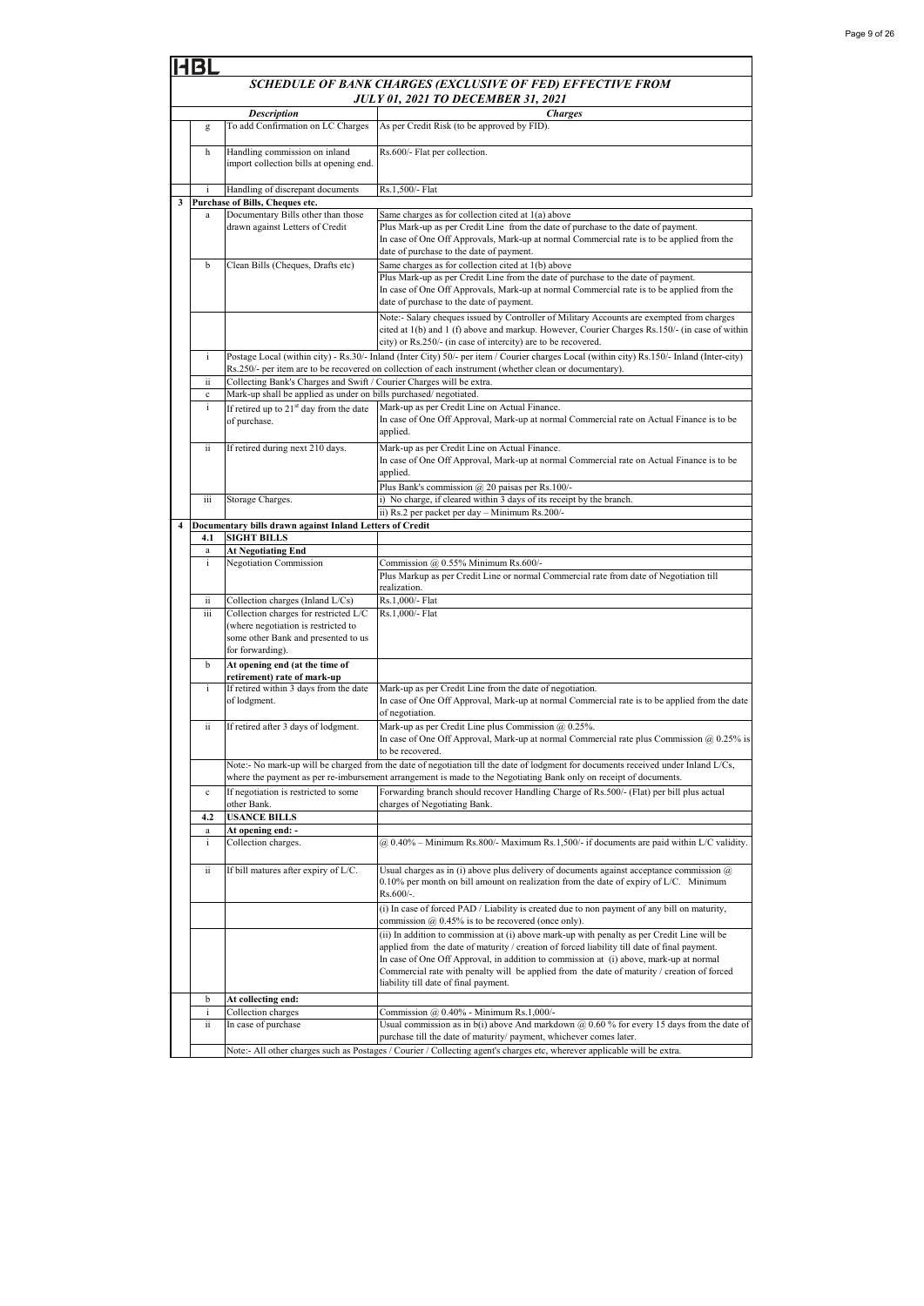HBL

## SCHEDULE OF BANK CHARGES (EXCLUSIVE OF FED) EFFECTIVE FROM JULY 01, 2021 TO DECEMBER 31, 2021

| | | Description | Charges |
|---|---|---|---|
| | g | To add Confirmation on LC Charges | As per Credit Risk (to be approved by FID). |
| | h | Handling commission on inland import collection bills at opening end. | Rs.600/- Flat per collection. |
| | i | Handling of discrepant documents | Rs.1,500/- Flat |
| 3 | | **Purchase of Bills, Cheques etc.** | |
| | a | Documentary Bills other than those drawn against Letters of Credit | Same charges as for collection cited at 1(a) above<br>Plus Mark-up as per Credit Line from the date of purchase to the date of payment.<br>In case of One Off Approvals, Mark-up at normal Commercial rate is to be applied from the date of purchase to the date of payment. |
| | b | Clean Bills (Cheques, Drafts etc) | Same charges as for collection cited at 1(b) above<br>Plus Mark-up as per Credit Line from the date of purchase to the date of payment.<br>In case of One Off Approvals, Mark-up at normal Commercial rate is to be applied from the date of purchase to the date of payment. |
| | | | Note:- Salary cheques issued by Controller of Military Accounts are exempted from charges cited at 1(b) and 1 (f) above and markup. However, Courier Charges Rs.150/- (in case of within city) or Rs.250/- (in case of intercity) are to be recovered. |
| | i | Postage Local (within city) - Rs.30/- Inland (Inter City) 50/- per item / Courier charges Local (within city) Rs.150/- Inland (Inter-city) Rs.250/- per item are to be recovered on collection of each instrument (whether clean or documentary). | |
| | ii | Collecting Bank's Charges and Swift / Courier Charges will be extra. | |
| | c | Mark-up shall be applied as under on bills purchased/ negotiated. | |
| | i | If retired up to 21st day from the date of purchase. | Mark-up as per Credit Line on Actual Finance.<br>In case of One Off Approval, Mark-up at normal Commercial rate on Actual Finance is to be applied. |
| | ii | If retired during next 210 days. | Mark-up as per Credit Line on Actual Finance.<br>In case of One Off Approval, Mark-up at normal Commercial rate on Actual Finance is to be applied.<br>Plus Bank's commission @ 20 paisas per Rs.100/- |
| | iii | Storage Charges. | i) No charge, if cleared within 3 days of its receipt by the branch.<br>ii) Rs.2 per packet per day – Minimum Rs.200/- |
| 4 | | **Documentary bills drawn against Inland Letters of Credit** | |
| | 4.1 | **SIGHT BILLS** | |
| | a | **At Negotiating End** | |
| | i | Negotiation Commission | Commission @ 0.55% Minimum Rs.600/-<br>Plus Markup as per Credit Line or normal Commercial rate from date of Negotiation till realization. |
| | ii | Collection charges (Inland L/Cs) | Rs.1,000/- Flat |
| | iii | Collection charges for restricted L/C (where negotiation is restricted to some other Bank and presented to us for forwarding). | Rs.1,000/- Flat |
| | b | **At opening end (at the time of retirement) rate of mark-up** | |
| | i | If retired within 3 days from the date of lodgment. | Mark-up as per Credit Line from the date of negotiation.<br>In case of One Off Approval, Mark-up at normal Commercial rate is to be applied from the date of negotiation. |
| | ii | If retired after 3 days of lodgment. | Mark-up as per Credit Line plus Commission @ 0.25%.<br>In case of One Off Approval, Mark-up at normal Commercial rate plus Commission @ 0.25% is to be recovered. |
| | | Note:- No mark-up will be charged from the date of negotiation till the date of lodgment for documents received under Inland L/Cs, where the payment as per re-imbursement arrangement is made to the Negotiating Bank only on receipt of documents. | |
| | c | If negotiation is restricted to some other Bank. | Forwarding branch should recover Handling Charge of Rs.500/- (Flat) per bill plus actual charges of Negotiating Bank. |
| | 4.2 | **USANCE BILLS** | |
| | a | **At opening end: -** | |
| | i | Collection charges. | @ 0.40% – Minimum Rs.800/- Maximum Rs.1,500/- if documents are paid within L/C validity. |
| | ii | If bill matures after expiry of L/C. | Usual charges as in (i) above plus delivery of documents against acceptance commission @ 0.10% per month on bill amount on realization from the date of expiry of L/C. Minimum Rs.600/-. |
| | | | (i) In case of forced PAD / Liability is created due to non payment of any bill on maturity, commission @ 0.45% is to be recovered (once only). |
| | | | (ii) In addition to commission at (i) above mark-up with penalty as per Credit Line will be applied from the date of maturity / creation of forced liability till date of final payment.<br>In case of One Off Approval, in addition to commission at (i) above, mark-up at normal Commercial rate with penalty will be applied from the date of maturity / creation of forced liability till date of final payment. |
| | b | **At collecting end:** | |
| | i | Collection charges | Commission @ 0.40% - Minimum Rs.1,000/- |
| | ii | In case of purchase | Usual commission as in b(i) above And markdown @ 0.60 % for every 15 days from the date of purchase till the date of maturity/ payment, whichever comes later. |
| | | Note:- All other charges such as Postages / Courier / Collecting agent's charges etc, wherever applicable will be extra. | |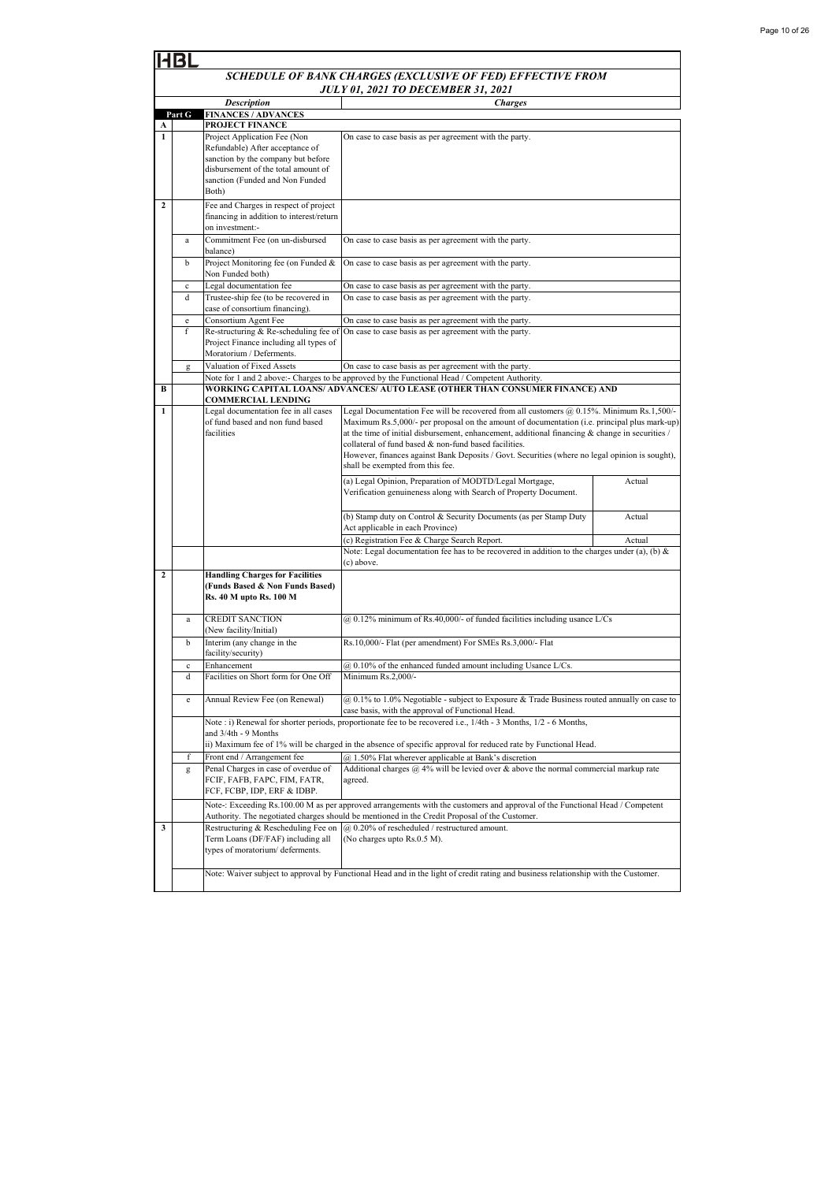HBL

## SCHEDULE OF BANK CHARGES (EXCLUSIVE OF FED) EFFECTIVE FROM JULY 01, 2021 TO DECEMBER 31, 2021

| | | Description | Charges | |
|---|---|---|---|---|
| | **Part G** | **FINANCES / ADVANCES** | | |
| **A** | | **PROJECT FINANCE** | | |
| **1** | | Project Application Fee (Non Refundable) After acceptance of sanction by the company but before disbursement of the total amount of sanction (Funded and Non Funded Both) | On case to case basis as per agreement with the party. | |
| **2** | | Fee and Charges in respect of project financing in addition to interest/return on investment:- | | |
| | a | Commitment Fee (on un-disbursed balance) | On case to case basis as per agreement with the party. | |
| | b | Project Monitoring fee (on Funded & Non Funded both) | On case to case basis as per agreement with the party. | |
| | c | Legal documentation fee | On case to case basis as per agreement with the party. | |
| | d | Trustee-ship fee (to be recovered in case of consortium financing). | On case to case basis as per agreement with the party. | |
| | e | Consortium Agent Fee | On case to case basis as per agreement with the party. | |
| | f | Re-structuring & Re-scheduling fee of Project Finance including all types of Moratorium / Deferments. | On case to case basis as per agreement with the party. | |
| | g | Valuation of Fixed Assets | On case to case basis as per agreement with the party. | |
| | | Note for 1 and 2 above:- Charges to be approved by the Functional Head / Competent Authority. | | |
| **B** | | **WORKING CAPITAL LOANS/ ADVANCES/ AUTO LEASE (OTHER THAN CONSUMER FINANCE) AND COMMERCIAL LENDING** | | |
| **1** | | Legal documentation fee in all cases of fund based and non fund based facilities | Legal Documentation Fee will be recovered from all customers @ 0.15%. Minimum Rs.1,500/- Maximum Rs.5,000/- per proposal on the amount of documentation (i.e. principal plus mark-up) at the time of initial disbursement, enhancement, additional financing & change in securities / collateral of fund based & non-fund based facilities. However, finances against Bank Deposits / Govt. Securities (where no legal opinion is sought), shall be exempted from this fee. | |
| | | | (a) Legal Opinion, Preparation of MODTD/Legal Mortgage, Verification genuineness along with Search of Property Document. | Actual |
| | | | (b) Stamp duty on Control & Security Documents (as per Stamp Duty Act applicable in each Province) | Actual |
| | | | (c) Registration Fee & Charge Search Report. | Actual |
| | | | Note: Legal documentation fee has to be recovered in addition to the charges under (a), (b) & (c) above. | |
| **2** | | **Handling Charges for Facilities (Funds Based & Non Funds Based) Rs. 40 M upto Rs. 100 M** | | |
| | a | CREDIT SANCTION (New facility/Initial) | @ 0.12% minimum of Rs.40,000/- of funded facilities including usance L/Cs | |
| | b | Interim (any change in the facility/security) | Rs.10,000/- Flat (per amendment) For SMEs Rs.3,000/- Flat | |
| | c | Enhancement | @ 0.10% of the enhanced funded amount including Usance L/Cs. | |
| | d | Facilities on Short form for One Off | Minimum Rs.2,000/- | |
| | e | Annual Review Fee (on Renewal) | @ 0.1% to 1.0% Negotiable - subject to Exposure & Trade Business routed annually on case to case basis, with the approval of Functional Head. | |
| | | Note : i) Renewal for shorter periods, proportionate fee to be recovered i.e., 1/4th - 3 Months, 1/2 - 6 Months, and 3/4th - 9 Months<br>ii) Maximum fee of 1% will be charged in the absence of specific approval for reduced rate by Functional Head. | | |
| | f | Front end / Arrangement fee | @ 1.50% Flat wherever applicable at Bank's discretion | |
| | g | Penal Charges in case of overdue of FCIF, FAFB, FAPC, FIM, FATR, FCF, FCBP, IDP, ERF & IDBP. | Additional charges @ 4% will be levied over & above the normal commercial markup rate agreed. | |
| | | Note-: Exceeding Rs.100.00 M as per approved arrangements with the customers and approval of the Functional Head / Competent Authority. The negotiated charges should be mentioned in the Credit Proposal of the Customer. | | |
| **3** | | Restructuring & Rescheduling Fee on Term Loans (DF/FAF) including all types of moratorium/ deferments. | @ 0.20% of rescheduled / restructured amount.<br>(No charges upto Rs.0.5 M). | |
| | | Note: Waiver subject to approval by Functional Head and in the light of credit rating and business relationship with the Customer. | | |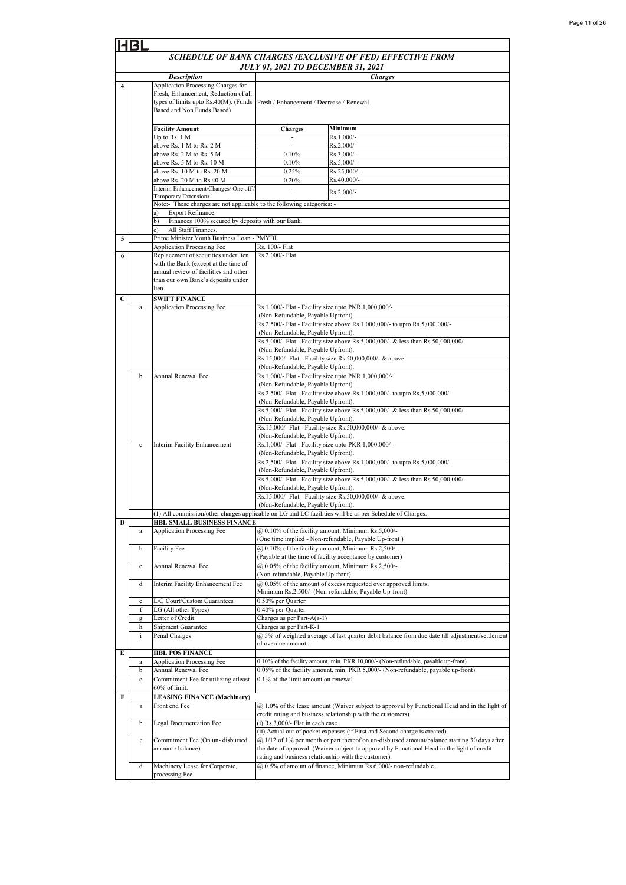HBL

## SCHEDULE OF BANK CHARGES (EXCLUSIVE OF FED) EFFECTIVE FROM JULY 01, 2021 TO DECEMBER 31, 2021

| | | Description | Charges | |
|---|---|---|---|---|
| 4 | | Application Processing Charges for Fresh, Enhancement, Reduction of all types of limits upto Rs.40(M). (Funds Based and Non Funds Based) | Fresh / Enhancement / Decrease / Renewal | |
| | | **Facility Amount** | **Charges** | **Minimum** |
| | | Up to Rs. 1 M | - | Rs.1,000/- |
| | | above Rs. 1 M to Rs. 2 M | - | Rs.2,000/- |
| | | above Rs. 2 M to Rs. 5 M | 0.10% | Rs.3,000/- |
| | | above Rs. 5 M to Rs. 10 M | 0.10% | Rs.5,000/- |
| | | above Rs. 10 M to Rs. 20 M | 0.25% | Rs.25,000/- |
| | | above Rs. 20 M to Rs.40 M | 0.20% | Rs.40,000/- |
| | | Interim Enhancement/Changes/ One off / Temporary Extensions | - | Rs.2,000/- |
| | | Note:- These charges are not applicable to the following categories: - | | |
| | | a) Export Refinance. | | |
| | | b) Finances 100% secured by deposits with our Bank. | | |
| | | c) All Staff Finances. | | |
| 5 | | Prime Minister Youth Business Loan - PMYBL | | |
| | | Application Processing Fee | Rs. 100/- Flat | |
| 6 | | Replacement of securities under lien with the Bank (except at the time of annual review of facilities and other than our own Bank's deposits under lien. | Rs.2,000/- Flat | |
| C | | **SWIFT FINANCE** | | |
| | a | Application Processing Fee | Rs.1,000/- Flat - Facility size upto PKR 1,000,000/- (Non-Refundable, Payable Upfront). | |
| | | | Rs.2,500/- Flat - Facility size above Rs.1,000,000/- to upto Rs.5,000,000/- (Non-Refundable, Payable Upfront). | |
| | | | Rs.5,000/- Flat - Facility size above Rs.5,000,000/- & less than Rs.50,000,000/- (Non-Refundable, Payable Upfront). | |
| | | | Rs.15,000/- Flat - Facility size Rs.50,000,000/- & above. (Non-Refundable, Payable Upfront). | |
| | b | Annual Renewal Fee | Rs.1,000/- Flat - Facility size upto PKR 1,000,000/- (Non-Refundable, Payable Upfront). | |
| | | | Rs.2,500/- Flat - Facility size above Rs.1,000,000/- to upto Rs,5,000,000/- (Non-Refundable, Payable Upfront). | |
| | | | Rs.5,000/- Flat - Facility size above Rs.5,000,000/- & less than Rs.50,000,000/- (Non-Refundable, Payable Upfront). | |
| | | | Rs.15,000/- Flat - Facility size Rs.50,000,000/- & above. (Non-Refundable, Payable Upfront). | |
| | c | Interim Facility Enhancement | Rs.1,000/- Flat - Facility size upto PKR 1,000,000/- (Non-Refundable, Payable Upfront). | |
| | | | Rs.2,500/- Flat - Facility size above Rs.1,000,000/- to upto Rs.5,000,000/- (Non-Refundable, Payable Upfront). | |
| | | | Rs.5,000/- Flat - Facility size above Rs.5,000,000/- & less than Rs.50,000,000/- (Non-Refundable, Payable Upfront). | |
| | | | Rs.15,000/- Flat - Facility size Rs.50,000,000/- & above. (Non-Refundable, Payable Upfront). | |
| | | (1) All commission/other charges applicable on LG and LC facilities will be as per Schedule of Charges. | | |
| D | | **HBL SMALL BUSINESS FINANCE** | | |
| | a | Application Processing Fee | @ 0.10% of the facility amount, Minimum Rs.5,000/- (One time implied - Non-refundable, Payable Up-front ) | |
| | b | Facility Fee | @ 0.10% of the facility amount, Minimum Rs.2,500/- (Payable at the time of facility acceptance by customer) | |
| | c | Annual Renewal Fee | @ 0.05% of the facility amount, Minimum Rs.2,500/- (Non-refundable, Payable Up-front) | |
| | d | Interim Facility Enhancement Fee | @ 0.05% of the amount of excess requested over approved limits, Minimum Rs.2,500/- (Non-refundable, Payable Up-front) | |
| | e | L/G Court/Custom Guarantees | 0.50% per Quarter | |
| | f | LG (All other Types) | 0.40% per Quarter | |
| | g | Letter of Credit | Charges as per Part-A(a-1) | |
| | h | Shipment Guarantee | Charges as per Part-K-1 | |
| | i | Penal Charges | @ 5% of weighted average of last quarter debit balance from due date till adjustment/settlement of overdue amount. | |
| E | | **HBL POS FINANCE** | | |
| | a | Application Processing Fee | 0.10% of the facility amount, min. PKR 10,000/- (Non-refundable, payable up-front) | |
| | b | Annual Renewal Fee | 0.05% of the facility amount, min. PKR 5,000/- (Non-refundable, payable up-front) | |
| | c | Commitment Fee for utilizing atleast 60% of limit. | 0.1% of the limit amount on renewal | |
| F | | **LEASING FINANCE (Machinery)** | | |
| | a | Front end Fee | @ 1.0% of the lease amount (Waiver subject to approval by Functional Head and in the light of credit rating and business relationship with the customers). | |
| | b | Legal Documentation Fee | (i) Rs.3,000/- Flat in each case<br>(ii) Actual out of pocket expenses (if First and Second charge is created) | |
| | c | Commitment Fee (On un- disbursed amount / balance) | @ 1/12 of 1% per month or part thereof on un-disbursed amount/balance starting 30 days after the date of approval. (Waiver subject to approval by Functional Head in the light of credit rating and business relationship with the customer). | |
| | d | Machinery Lease for Corporate, processing Fee | @ 0.5% of amount of finance, Minimum Rs.6,000/- non-refundable. | |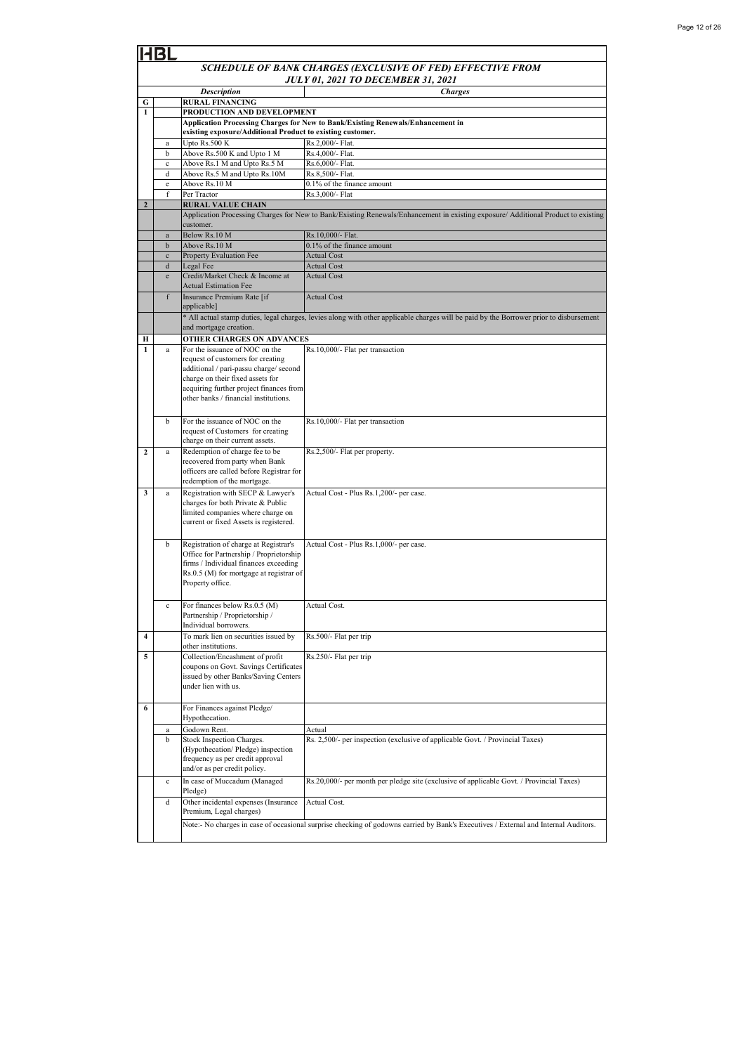HBL

## SCHEDULE OF BANK CHARGES (EXCLUSIVE OF FED) EFFECTIVE FROM JULY 01, 2021 TO DECEMBER 31, 2021

| | | Description | Charges |
|---|---|---|---|
| **G** | | **RURAL FINANCING** | |
| **1** | | **PRODUCTION AND DEVELOPMENT** | |
| | | **Application Processing Charges for New to Bank/Existing Renewals/Enhancement in existing exposure/Additional Product to existing customer.** | |
| | a | Upto Rs.500 K | Rs.2,000/- Flat. |
| | b | Above Rs.500 K and Upto 1 M | Rs.4,000/- Flat. |
| | c | Above Rs.1 M and Upto Rs.5 M | Rs.6,000/- Flat. |
| | d | Above Rs.5 M and Upto Rs.10M | Rs.8,500/- Flat. |
| | e | Above Rs.10 M | 0.1% of the finance amount |
| | f | Per Tractor | Rs.3,000/- Flat |
| **2** | | **RURAL VALUE CHAIN** | |
| | | Application Processing Charges for New to Bank/Existing Renewals/Enhancement in existing exposure/ Additional Product to existing customer. | |
| | a | Below Rs.10 M | Rs.10,000/- Flat. |
| | b | Above Rs.10 M | 0.1% of the finance amount |
| | c | Property Evaluation Fee | Actual Cost |
| | d | Legal Fee | Actual Cost |
| | e | Credit/Market Check & Income at Actual Estimation Fee | Actual Cost |
| | f | Insurance Premium Rate [if applicable] | Actual Cost |
| | | * All actual stamp duties, legal charges, levies along with other applicable charges will be paid by the Borrower prior to disbursement and mortgage creation. | |
| **H** | | **OTHER CHARGES ON ADVANCES** | |
| **1** | a | For the issuance of NOC on the request of customers for creating additional / pari-passu charge/ second charge on their fixed assets for acquiring further project finances from other banks / financial institutions. | Rs.10,000/- Flat per transaction |
| | b | For the issuance of NOC on the request of Customers for creating charge on their current assets. | Rs.10,000/- Flat per transaction |
| **2** | a | Redemption of charge fee to be recovered from party when Bank officers are called before Registrar for redemption of the mortgage. | Rs.2,500/- Flat per property. |
| **3** | a | Registration with SECP & Lawyer's charges for both Private & Public limited companies where charge on current or fixed Assets is registered. | Actual Cost - Plus Rs.1,200/- per case. |
| | b | Registration of charge at Registrar's Office for Partnership / Proprietorship firms / Individual finances exceeding Rs.0.5 (M) for mortgage at registrar of Property office. | Actual Cost - Plus Rs.1,000/- per case. |
| | c | For finances below Rs.0.5 (M) Partnership / Proprietorship / Individual borrowers. | Actual Cost. |
| **4** | | To mark lien on securities issued by other institutions. | Rs.500/- Flat per trip |
| **5** | | Collection/Encashment of profit coupons on Govt. Savings Certificates issued by other Banks/Saving Centers under lien with us. | Rs.250/- Flat per trip |
| **6** | | For Finances against Pledge/ Hypothecation. | |
| | a | Godown Rent. | Actual |
| | b | Stock Inspection Charges. (Hypothecation/ Pledge) inspection frequency as per credit approval and/or as per credit policy. | Rs. 2,500/- per inspection (exclusive of applicable Govt. / Provincial Taxes) |
| | c | In case of Muccadum (Managed Pledge) | Rs.20,000/- per month per pledge site (exclusive of applicable Govt. / Provincial Taxes) |
| | d | Other incidental expenses (Insurance Premium, Legal charges) | Actual Cost. |
| | | Note:- No charges in case of occasional surprise checking of godowns carried by Bank's Executives / External and Internal Auditors. | |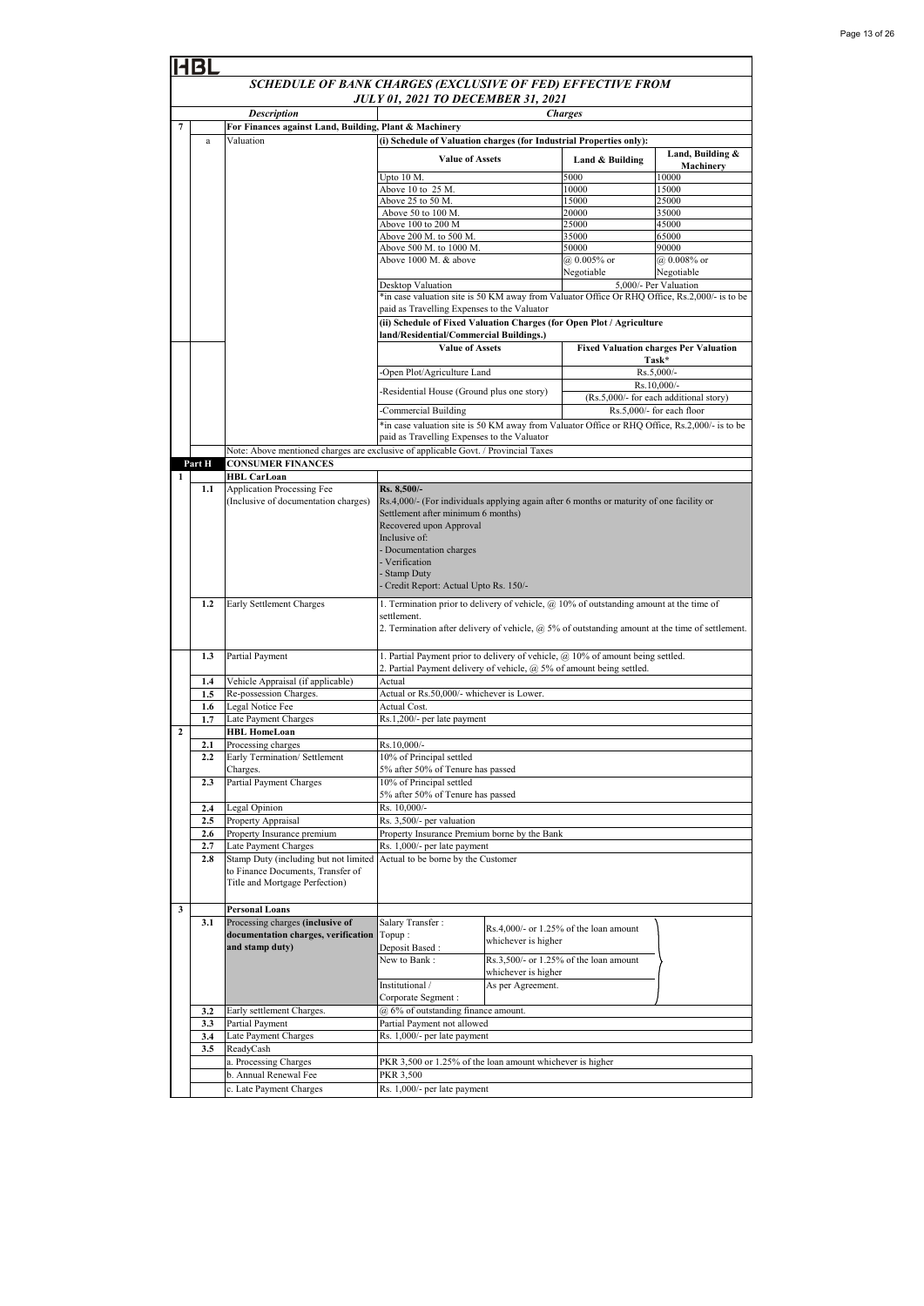# HBL

## SCHEDULE OF BANK CHARGES (EXCLUSIVE OF FED) EFFECTIVE FROM JULY 01, 2021 TO DECEMBER 31, 2021

| | | Description | Charges | | |
|---|---|---|---|---|---|
| 7 | | **For Finances against Land, Building, Plant & Machinery** | | | |
| | a | Valuation | **(i) Schedule of Valuation charges (for Industrial Properties only):** | | |
| | | | **Value of Assets** | **Land & Building** | **Land, Building & Machinery** |
| | | | Upto 10 M. | 5000 | 10000 |
| | | | Above 10 to 25 M. | 10000 | 15000 |
| | | | Above 25 to 50 M. | 15000 | 25000 |
| | | | Above 50 to 100 M. | 20000 | 35000 |
| | | | Above 100 to 200 M | 25000 | 45000 |
| | | | Above 200 M. to 500 M. | 35000 | 65000 |
| | | | Above 500 M. to 1000 M. | 50000 | 90000 |
| | | | Above 1000 M. & above | @ 0.005% or Negotiable | @ 0.008% or Negotiable |
| | | | Desktop Valuation | 5,000/- Per Valuation | |
| | | | *in case valuation site is 50 KM away from Valuator Office Or RHQ Office, Rs.2,000/- is to be paid as Travelling Expenses to the Valuator | | |
| | | | **(ii) Schedule of Fixed Valuation Charges (for Open Plot / Agriculture land/Residential/Commercial Buildings.)** | | |
| | | | **Value of Assets** | **Fixed Valuation charges Per Valuation Task*** | |
| | | | -Open Plot/Agriculture Land | Rs.5,000/- | |
| | | | -Residential House (Ground plus one story) | Rs.10,000/- (Rs.5,000/- for each additional story) | |
| | | | -Commercial Building | Rs.5,000/- for each floor | |
| | | | *in case valuation site is 50 KM away from Valuator Office or RHQ Office, Rs.2,000/- is to be paid as Travelling Expenses to the Valuator | | |
| | | Note: Above mentioned charges are exclusive of applicable Govt. / Provincial Taxes | | | |
| | **Part H** | **CONSUMER FINANCES** | | | |
| 1 | | **HBL CarLoan** | | | |
| | 1.1 | Application Processing Fee (Inclusive of documentation charges) | **Rs. 8,500/-**<br>Rs.4,000/- (For individuals applying again after 6 months or maturity of one facility or Settlement after minimum 6 months)<br>Recovered upon Approval<br>Inclusive of:<br>- Documentation charges<br>- Verification<br>- Stamp Duty<br>- Credit Report: Actual Upto Rs. 150/- | | |
| | 1.2 | Early Settlement Charges | 1. Termination prior to delivery of vehicle, @ 10% of outstanding amount at the time of settlement.<br>2. Termination after delivery of vehicle, @ 5% of outstanding amount at the time of settlement. | | |
| | 1.3 | Partial Payment | 1. Partial Payment prior to delivery of vehicle, @ 10% of amount being settled.<br>2. Partial Payment delivery of vehicle, @ 5% of amount being settled. | | |
| | 1.4 | Vehicle Appraisal (if applicable) | Actual | | |
| | 1.5 | Re-possession Charges. | Actual or Rs.50,000/- whichever is Lower. | | |
| | 1.6 | Legal Notice Fee | Actual Cost. | | |
| | 1.7 | Late Payment Charges | Rs.1,200/- per late payment | | |
| 2 | | **HBL HomeLoan** | | | |
| | 2.1 | Processing charges | Rs.10,000/- | | |
| | 2.2 | Early Termination/ Settlement Charges. | 10% of Principal settled<br>5% after 50% of Tenure has passed | | |
| | 2.3 | Partial Payment Charges | 10% of Principal settled<br>5% after 50% of Tenure has passed | | |
| | 2.4 | Legal Opinion | Rs. 10,000/- | | |
| | 2.5 | Property Appraisal | Rs. 3,500/- per valuation | | |
| | 2.6 | Property Insurance premium | Property Insurance Premium borne by the Bank | | |
| | 2.7 | Late Payment Charges | Rs. 1,000/- per late payment | | |
| | 2.8 | Stamp Duty (including but not limited to Finance Documents, Transfer of Title and Mortgage Perfection) | Actual to be borne by the Customer | | |
| 3 | | **Personal Loans** | | | |
| | 3.1 | **Processing charges (inclusive of documentation charges, verification and stamp duty)** | Salary Transfer :<br>Topup :<br>Deposit Based : | Rs.4,000/- or 1.25% of the loan amount whichever is higher | |
| | | | New to Bank : | Rs.3,500/- or 1.25% of the loan amount whichever is higher | |
| | | | Institutional / Corporate Segment : | As per Agreement. | |
| | 3.2 | Early settlement Charges. | @ 6% of outstanding finance amount. | | |
| | 3.3 | Partial Payment | Partial Payment not allowed | | |
| | 3.4 | Late Payment Charges | Rs. 1,000/- per late payment | | |
| | 3.5 | ReadyCash | | | |
| | | a. Processing Charges | PKR 3,500 or 1.25% of the loan amount whichever is higher | | |
| | | b. Annual Renewal Fee | PKR 3,500 | | |
| | | c. Late Payment Charges | Rs. 1,000/- per late payment | | |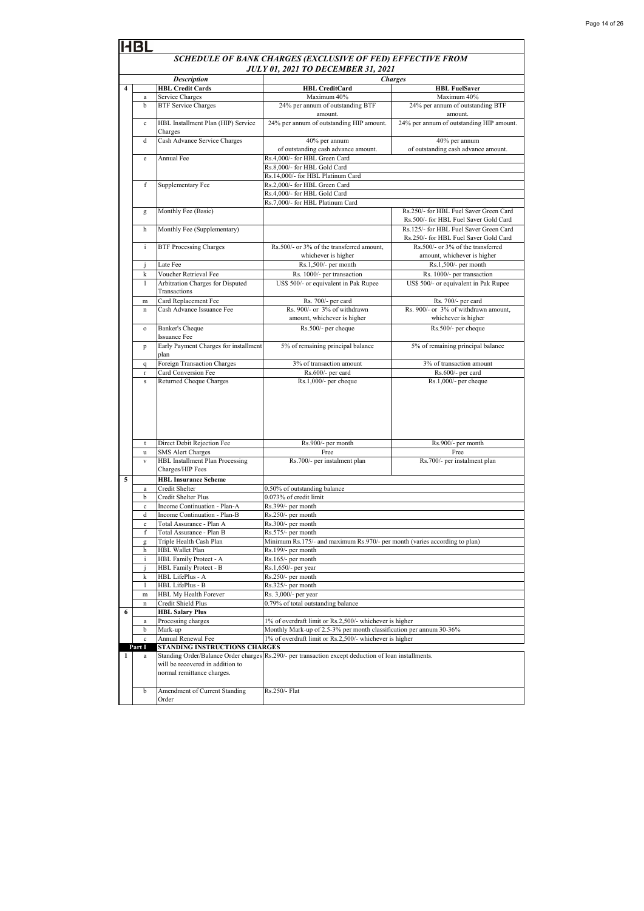**HBL**

## SCHEDULE OF BANK CHARGES (EXCLUSIVE OF FED) EFFECTIVE FROM JULY 01, 2021 TO DECEMBER 31, 2021

| | | Description | Charges | |
|---|---|---|---|---|
| **4** | | **HBL Credit Cards** | **HBL CreditCard** | **HBL FuelSaver** |
| | a | Service Charges | Maximum 40% | Maximum 40% |
| | b | BTF Service Charges | 24% per annum of outstanding BTF amount. | 24% per annum of outstanding BTF amount. |
| | c | HBL Installment Plan (HIP) Service Charges | 24% per annum of outstanding HIP amount. | 24% per annum of outstanding HIP amount. |
| | d | Cash Advance Service Charges | 40% per annum of outstanding cash advance amount. | 40% per annum of outstanding cash advance amount. |
| | e | Annual Fee | Rs.4,000/- for HBL Green Card<br>Rs.8,000/- for HBL Gold Card<br>Rs.14,000/- for HBL Platinum Card | |
| | f | Supplementary Fee | Rs.2,000/- for HBL Green Card<br>Rs.4,000/- for HBL Gold Card<br>Rs.7,000/- for HBL Platinum Card | |
| | g | Monthly Fee (Basic) | | Rs.250/- for HBL Fuel Saver Green Card<br>Rs.500/- for HBL Fuel Saver Gold Card |
| | h | Monthly Fee (Supplementary) | | Rs.125/- for HBL Fuel Saver Green Card<br>Rs.250/- for HBL Fuel Saver Gold Card |
| | i | BTF Processing Charges | Rs.500/- or 3% of the transferred amount, whichever is higher | Rs.500/- or 3% of the transferred amount, whichever is higher |
| | j | Late Fee | Rs.1,500/- per month | Rs.1,500/- per month |
| | k | Voucher Retrieval Fee | Rs. 1000/- per transaction | Rs. 1000/- per transaction |
| | l | Arbitration Charges for Disputed Transactions | US$ 500/- or equivalent in Pak Rupee | US$ 500/- or equivalent in Pak Rupee |
| | m | Card Replacement Fee | Rs. 700/- per card | Rs. 700/- per card |
| | n | Cash Advance Issuance Fee | Rs. 900/- or 3% of withdrawn amount, whichever is higher | Rs. 900/- or 3% of withdrawn amount, whichever is higher |
| | o | Banker's Cheque Issuance Fee | Rs.500/- per cheque | Rs.500/- per cheque |
| | p | Early Payment Charges for installment plan | 5% of remaining principal balance | 5% of remaining principal balance |
| | q | Foreign Transaction Charges | 3% of transaction amount | 3% of transaction amount |
| | r | Card Conversion Fee | Rs.600/- per card | Rs.600/- per card |
| | s | Returned Cheque Charges | Rs.1,000/- per cheque | Rs.1,000/- per cheque |
| | t | Direct Debit Rejection Fee | Rs.900/- per month | Rs.900/- per month |
| | u | SMS Alert Charges | Free | Free |
| | v | HBL Installment Plan Processing Charges/HIP Fees | Rs.700/- per instalment plan | Rs.700/- per instalment plan |
| **5** | | **HBL Insurance Scheme** | | |
| | a | Credit Shelter | 0.50% of outstanding balance | |
| | b | Credit Shelter Plus | 0.073% of credit limit | |
| | c | Income Continuation - Plan-A | Rs.399/- per month | |
| | d | Income Continuation - Plan-B | Rs.250/- per month | |
| | e | Total Assurance - Plan A | Rs.300/- per month | |
| | f | Total Assurance - Plan B | Rs.575/- per month | |
| | g | Triple Health Cash Plan | Minimum Rs.175/- and maximum Rs.970/- per month (varies according to plan) | |
| | h | HBL Wallet Plan | Rs.199/- per month | |
| | i | HBL Family Protect - A | Rs.165/- per month | |
| | j | HBL Family Protect - B | Rs.1,650/- per year | |
| | k | HBL LifePlus - A | Rs.250/- per month | |
| | l | HBL LifePlus - B | Rs.325/- per month | |
| | m | HBL My Health Forever | Rs. 3,000/- per year | |
| | n | Credit Shield Plus | 0.79% of total outstanding balance | |
| **6** | | **HBL Salary Plus** | | |
| | a | Processing charges | 1% of overdraft limit or Rs.2,500/- whichever is higher | |
| | b | Mark-up | Monthly Mark-up of 2.5-3% per month classification per annum 30-36% | |
| | c | Annual Renewal Fee | 1% of overdraft limit or Rs.2,500/- whichever is higher | |
| **Part I** | | **STANDING INSTRUCTIONS CHARGES** | | |
| **1** | a | Standing Order/Balance Order charges will be recovered in addition to normal remittance charges. | Rs.290/- per transaction except deduction of loan installments. | |
| | b | Amendment of Current Standing Order | Rs.250/- Flat | |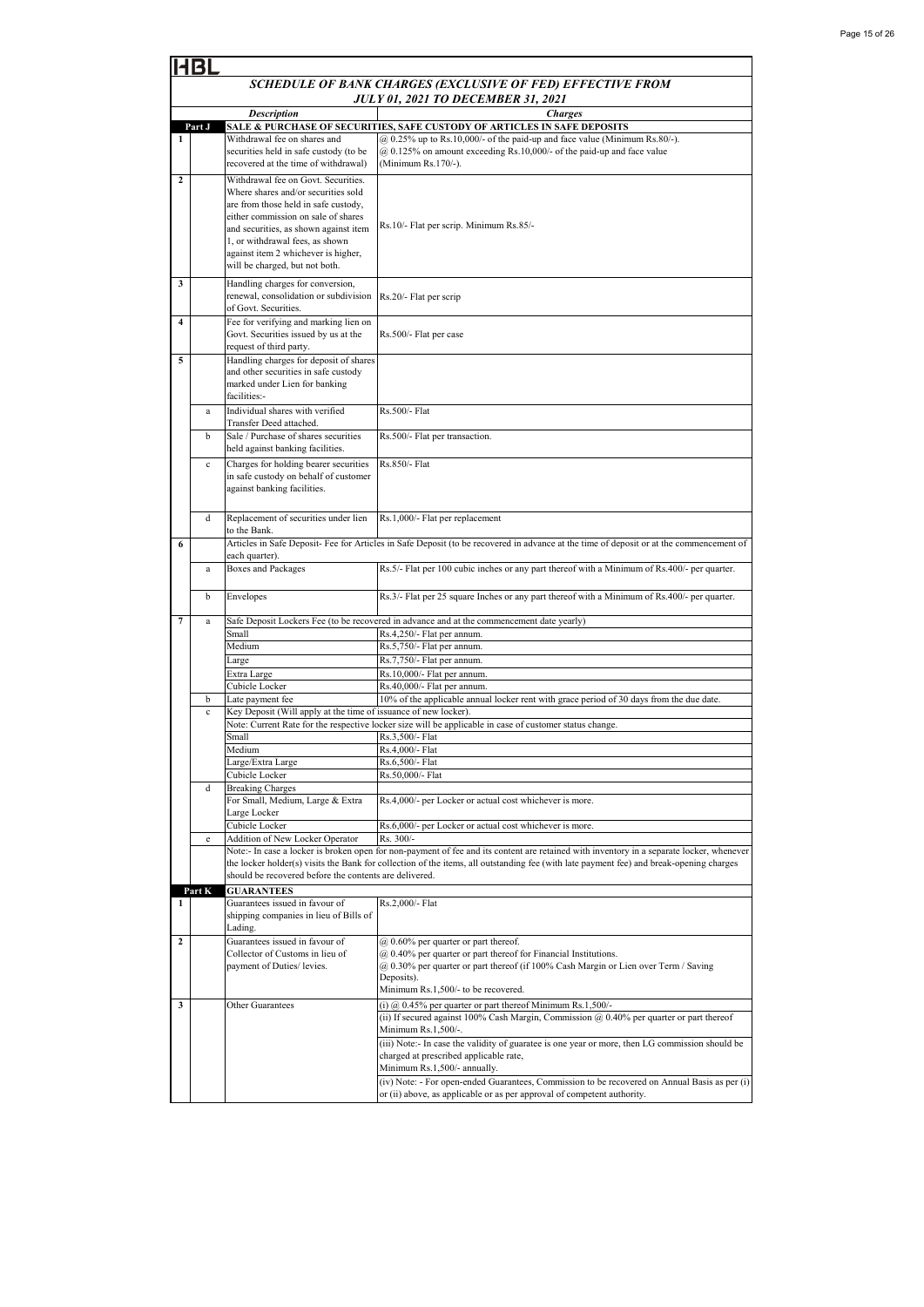HBL

## SCHEDULE OF BANK CHARGES (EXCLUSIVE OF FED) EFFECTIVE FROM JULY 01, 2021 TO DECEMBER 31, 2021

| | | Description | Charges |
|---|---|---|---|
| Part J | | SALE & PURCHASE OF SECURITIES, SAFE CUSTODY OF ARTICLES IN SAFE DEPOSITS | |
| 1 | | Withdrawal fee on shares and securities held in safe custody (to be recovered at the time of withdrawal) | @ 0.25% up to Rs.10,000/- of the paid-up and face value (Minimum Rs.80/-). @ 0.125% on amount exceeding Rs.10,000/- of the paid-up and face value (Minimum Rs.170/-). |
| 2 | | Withdrawal fee on Govt. Securities. Where shares and/or securities sold are from those held in safe custody, either commission on sale of shares and securities, as shown against item 1, or withdrawal fees, as shown against item 2 whichever is higher, will be charged, but not both. | Rs.10/- Flat per scrip. Minimum Rs.85/- |
| 3 | | Handling charges for conversion, renewal, consolidation or subdivision of Govt. Securities. | Rs.20/- Flat per scrip |
| 4 | | Fee for verifying and marking lien on Govt. Securities issued by us at the request of third party. | Rs.500/- Flat per case |
| 5 | | Handling charges for deposit of shares and other securities in safe custody marked under Lien for banking facilities:- | |
| | a | Individual shares with verified Transfer Deed attached. | Rs.500/- Flat |
| | b | Sale / Purchase of shares securities held against banking facilities. | Rs.500/- Flat per transaction. |
| | c | Charges for holding bearer securities in safe custody on behalf of customer against banking facilities. | Rs.850/- Flat |
| | d | Replacement of securities under lien to the Bank. | Rs.1,000/- Flat per replacement |
| 6 | | Articles in Safe Deposit- Fee for Articles in Safe Deposit (to be recovered in advance at the time of deposit or at the commencement of each quarter). | |
| | a | Boxes and Packages | Rs.5/- Flat per 100 cubic inches or any part thereof with a Minimum of Rs.400/- per quarter. |
| | b | Envelopes | Rs.3/- Flat per 25 square Inches or any part thereof with a Minimum of Rs.400/- per quarter. |
| 7 | a | Safe Deposit Lockers Fee (to be recovered in advance at the commencement date yearly) | |
| | | Small | Rs.4,250/- Flat per annum. |
| | | Medium | Rs.5,750/- Flat per annum. |
| | | Large | Rs.7,750/- Flat per annum. |
| | | Extra Large | Rs.10,000/- Flat per annum. |
| | | Cubicle Locker | Rs.40,000/- Flat per annum. |
| | b | Late payment fee | 10% of the applicable annual locker rent with grace period of 30 days from the due date. |
| | c | Key Deposit (Will apply at the time of issuance of new locker). | |
| | | Note: Current Rate for the respective locker size will be applicable in case of customer status change. | |
| | | Small | Rs.3,500/- Flat |
| | | Medium | Rs.4,000/- Flat |
| | | Large/Extra Large | Rs.6,500/- Flat |
| | | Cubicle Locker | Rs.50,000/- Flat |
| | d | Breaking Charges | |
| | | For Small, Medium, Large & Extra Large Locker | Rs.4,000/- per Locker or actual cost whichever is more. |
| | | Cubicle Locker | Rs.6,000/- per Locker or actual cost whichever is more. |
| | e | Addition of New Locker Operator | Rs. 300/- |
| | | Note:- In case a locker is broken open for non-payment of fee and its content are retained with inventory in a separate locker, whenever the locker holder(s) visits the Bank for collection of the items, all outstanding fee (with late payment fee) and break-opening charges should be recovered before the contents are delivered. | |
| Part K | | GUARANTEES | |
| 1 | | Guarantees issued in favour of shipping companies in lieu of Bills of Lading. | Rs.2,000/- Flat |
| 2 | | Guarantees issued in favour of Collector of Customs in lieu of payment of Duties/ levies. | @ 0.60% per quarter or part thereof. @ 0.40% per quarter or part thereof for Financial Institutions. @ 0.30% per quarter or part thereof (if 100% Cash Margin or Lien over Term / Saving Deposits). Minimum Rs.1,500/- to be recovered. |
| 3 | | Other Guarantees | (i) @ 0.45% per quarter or part thereof Minimum Rs.1,500/- |
| | | | (ii) If secured against 100% Cash Margin, Commission @ 0.40% per quarter or part thereof Minimum Rs.1,500/-. |
| | | | (iii) Note:- In case the validity of guaratee is one year or more, then LG commission should be charged at prescribed applicable rate, Minimum Rs.1,500/- annually. |
| | | | (iv) Note: - For open-ended Guarantees, Commission to be recovered on Annual Basis as per (i) or (ii) above, as applicable or as per approval of competent authority. |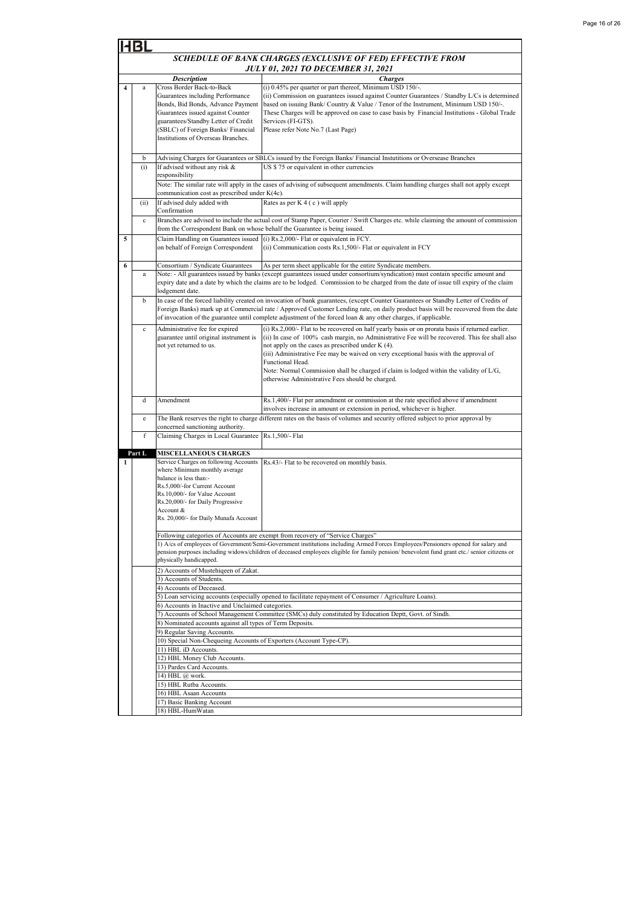HBL

## SCHEDULE OF BANK CHARGES (EXCLUSIVE OF FED) EFFECTIVE FROM JULY 01, 2021 TO DECEMBER 31, 2021

| | | Description | Charges |
|---|---|---|---|
| 4 | a | Cross Border Back-to-Back Guarantees including Performance Bonds, Bid Bonds, Advance Payment Guarantees issued against Counter guarantees/Standby Letter of Credit (SBLC) of Foreign Banks/ Financial Institutions of Overseas Branches. | (i) 0.45% per quarter or part thereof, Minimum USD 150/-.<br>(ii) Commission on guarantees issued against Counter Guarantees / Standby L/Cs is determined based on issuing Bank/ Country & Value / Tenor of the Instrument, Minimum USD 150/-. These Charges will be approved on case to case basis by Financial Institutions - Global Trade Services (FI-GTS).<br>Please refer Note No.7 (Last Page) |
| | b | Advising Charges for Guarantees or SBLCs issued by the Foreign Banks/ Financial Instutitions or Oversease Branches | |
| | (i) | If advised without any risk & responsibility | US $ 75 or equivalent in other currencies |
| | | Note: The similar rate will apply in the cases of advising of subsequent amendments. Claim handling charges shall not apply except communication cost as prescribed under K(4c). | |
| | (ii) | If advised duly added with Confirmation | Rates as per K 4 ( c ) will apply |
| | c | Branches are advised to include the actual cost of Stamp Paper, Courier / Swift Charges etc. while claiming the amount of commission from the Correspondent Bank on whose behalf the Guarantee is being issued. | |
| 5 | | Claim Handling on Guarantees issued on behalf of Foreign Correspondent | (i) Rs.2,000/- Flat or equivalent in FCY.<br>(ii) Communication costs Rs.1,500/- Flat or equivalent in FCY |
| 6 | | Consortium / Syndicate Guarantees | As per term sheet applicable for the entire Syndicate members. |
| | a | Note: - All guarantees issued by banks (except guarantees issued under consortium/syndication) must contain specific amount and expiry date and a date by which the claims are to be lodged. Commission to be charged from the date of issue till expiry of the claim lodgement date. | |
| | b | In case of the forced liability created on invocation of bank guarantees, (except Counter Guarantees or Standby Letter of Credits of Foreign Banks) mark up at Commercial rate / Approved Customer Lending rate, on daily product basis will be recovered from the date of invocation of the guarantee until complete adjustment of the forced loan & any other charges, if applicable. | |
| | c | Administrative fee for expired guarantee until original instrument is not yet returned to us. | (i) Rs.2,000/- Flat to be recovered on half yearly basis or on prorata basis if returned earlier.<br>(ii) In case of 100% cash margin, no Administrative Fee will be recovered. This fee shall also not apply on the cases as prescribed under K (4).<br>(iii) Administrative Fee may be waived on very exceptional basis with the approval of Functional Head.<br>Note: Normal Commission shall be charged if claim is lodged within the validity of L/G, otherwise Administrative Fees should be charged. |
| | d | Amendment | Rs.1,400/- Flat per amendment or commission at the rate specified above if amendment involves increase in amount or extension in period, whichever is higher. |
| | e | The Bank reserves the right to charge different rates on the basis of volumes and security offered subject to prior approval by concerned sanctioning authority. | |
| | f | Claiming Charges in Local Guarantee | Rs.1,500/- Flat |
| **Part L** | | **MISCELLANEOUS CHARGES** | |
| 1 | | Service Charges on following Accounts where Minimum monthly average balance is less than:-<br>Rs.5,000/-for Current Account<br>Rs.10,000/- for Value Account<br>Rs.20,000/- for Daily Progressive Account &<br>Rs. 20,000/- for Daily Munafa Account | Rs.43/- Flat to be recovered on monthly basis. |
| | | Following categories of Accounts are exempt from recovery of "Service Charges" | |
| | | 1) A/cs of employees of Government/Semi-Government institutions including Armed Forces Employees/Pensioners opened for salary and pension purposes including widows/children of deceased employees eligible for family pension/ benevolent fund grant etc./ senior citizens or physically handicapped. | |
| | | 2) Accounts of Mustehiqeen of Zakat. | |
| | | 3) Accounts of Students. | |
| | | 4) Accounts of Deceased. | |
| | | 5) Loan servicing accounts (especially opened to facilitate repayment of Consumer / Agriculture Loans). | |
| | | 6) Accounts in Inactive and Unclaimed categories. | |
| | | 7) Accounts of School Management Committee (SMCs) duly constituted by Education Deptt, Govt. of Sindh. | |
| | | 8) Nominated accounts against all types of Term Deposits. | |
| | | 9) Regular Saving Accounts. | |
| | | 10) Special Non-Chequeing Accounts of Exporters (Account Type-CP). | |
| | | 11) HBL iD Accounts. | |
| | | 12) HBL Money Club Accounts. | |
| | | 13) Pardes Card Accounts. | |
| | | 14) HBL @ work. | |
| | | 15) HBL Rutba Accounts. | |
| | | 16) HBL Asaan Accounts | |
| | | 17) Basic Banking Account | |
| | | 18) HBL-HumWatan | |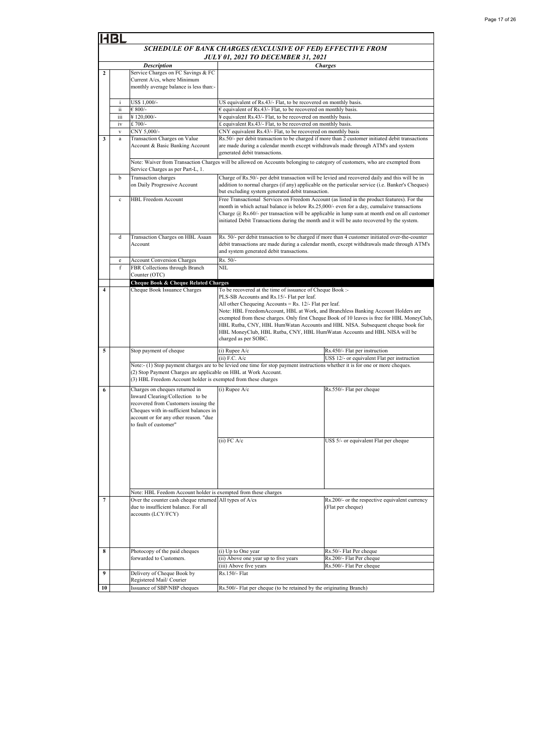HBL

## *SCHEDULE OF BANK CHARGES (EXCLUSIVE OF FED) EFFECTIVE FROM JULY 01, 2021 TO DECEMBER 31, 2021*

| | | *Description* | *Charges* | |
|---|---|---|---|---|
| **2** | | Service Charges on FC Savings & FC Current A/cs, where Minimum monthly average balance is less than:- | | |
| | i | US$ 1,000/- | US equivalent of Rs.43/- Flat, to be recovered on monthly basis. | |
| | ii | € 800/- | € equivalent of Rs.43/- Flat, to be recovered on monthly basis. | |
| | iii | ¥ 120,000/- | ¥ equivalent Rs.43/- Flat, to be recovered on monthly basis. | |
| | iv | £ 700/- | £ equivalent Rs.43/- Flat, to be recovered on monthly basis. | |
| | v | CNY 5,000/- | CNY equivalent Rs.43/- Flat, to be recovered on monthly basis | |
| **3** | a | Transaction Charges on Value Account & Basic Banking Account | Rs.50/- per debit transaction to be charged if more than 2 customer initiated debit transactions are made during a calendar month except withdrawals made through ATM's and system generated debit transactions. | |
| | | Note: Waiver from Transaction Charges will be allowed on Accounts belonging to category of customers, who are exempted from Service Charges as per Part-L, 1. | | |
| | b | Transaction charges on Daily Progressive Account | Charge of Rs.50/- per debit transaction will be levied and recovered daily and this will be in addition to normal charges (if any) applicable on the particular service (i.e. Banker's Cheques) but excluding system generated debit transaction. | |
| | c | HBL Freedom Account | Free Transactional Services on Freedom Account (as listed in the product features). For the month in which actual balance is below Rs.25,000/- even for a day, cumulaive transactions Charge @ Rs.60/- per transaction will be applicable in lump sum at month end on all customer initiated Debit Transactions during the month and it will be auto recovered by the system. | |
| | d | Transaction Charges on HBL Asaan Account | Rs. 50/- per debit transaction to be charged if more than 4 customer initiated over-the-counter debit transactions are made during a calendar month, except withdrawals made through ATM's and system generated debit transactions. | |
| | e | Account Conversion Charges | Rs. 50/- | |
| | f | FBR Collections through Branch Counter (OTC) | NIL | |
| | | **Cheque Book & Cheque Related Charges** | | |
| **4** | | Cheque Book Issuance Charges | To be recovered at the time of issuance of Cheque Book :-<br>PLS-SB Accounts and Rs.15/- Flat per leaf.<br>All other Chequeing Accounts = Rs. 12/- Flat per leaf.<br>Note: HBL FreedomAccount, HBL at Work, and Branchless Banking Account Holders are exempted from these charges. Only first Cheque Book of 10 leaves is free for HBL MoneyClub, HBL Rutba, CNY, HBL HumWatan Accounts and HBL NISA. Subsequent cheque book for HBL MoneyClub, HBL Rutba, CNY, HBL HumWatan Accounts and HBL NISA will be charged as per SOBC. | |
| **5** | | Stop payment of cheque | (i) Rupee A/c | Rs.450/- Flat per instruction |
| | | | (ii) F.C. A/c | US$ 12/- or equivalent Flat per instruction |
| | | Note:- (1) Stop payment charges are to be levied one time for stop payment instructions whether it is for one or more cheques.<br>(2) Stop Payment Charges are applicable on HBL at Work Account.<br>(3) HBL Freedom Account holder is exempted from these charges | | |
| **6** | | Charges on cheques returned in Inward Clearing/Collection to be recovered from Customers issuing the Cheques with in-sufficient balances in account or for any other reason. "due to fault of customer" | (i) Rupee A/c | Rs.550/- Flat per cheque |
| | | | (ii) FC A/c | US$ 5/- or equivalent Flat per cheque |
| | | Note: HBL Feedom Account holder is exempted from these charges | | |
| **7** | | Over the counter cash cheque returned due to insufficient balance. For all accounts (LCY/FCY) | All types of A/cs | Rs.200/- or the respective equivalent currency (Flat per cheque) |
| **8** | | Photocopy of the paid cheques forwarded to Customers. | (i) Up to One year | Rs.50/- Flat Per cheque |
| | | | (ii) Above one year up to five years | Rs.200/- Flat Per cheque |
| | | | (iii) Above five years | Rs.500/- Flat Per cheque |
| **9** | | Delivery of Cheque Book by Registered Mail/ Courier | Rs.150/- Flat | |
| **10** | | Issuance of SBP/NBP cheques | Rs.500/- Flat per cheque (to be retained by the originating Branch) | |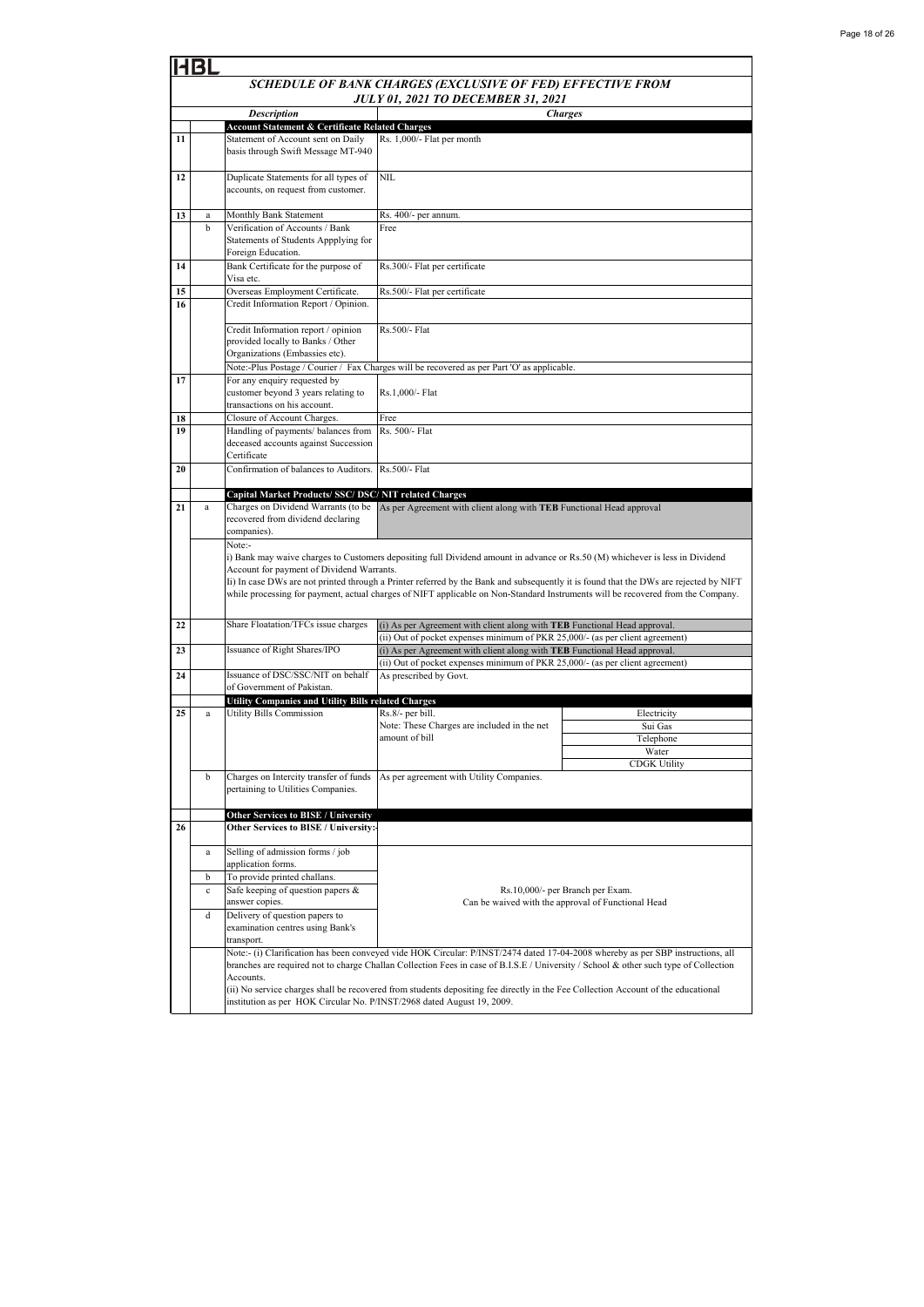HBL

## SCHEDULE OF BANK CHARGES (EXCLUSIVE OF FED) EFFECTIVE FROM JULY 01, 2021 TO DECEMBER 31, 2021

| | | Description | Charges | |
|---|---|---|---|---|
| | | **Account Statement & Certificate Related Charges** | | |
| 11 | | Statement of Account sent on Daily basis through Swift Message MT-940 | Rs. 1,000/- Flat per month | |
| 12 | | Duplicate Statements for all types of accounts, on request from customer. | NIL | |
| 13 | a | Monthly Bank Statement | Rs. 400/- per annum. | |
| | b | Verification of Accounts / Bank Statements of Students Appplying for Foreign Education. | Free | |
| 14 | | Bank Certificate for the purpose of Visa etc. | Rs.300/- Flat per certificate | |
| 15 | | Overseas Employment Certificate. | Rs.500/- Flat per certificate | |
| 16 | | Credit Information Report / Opinion. | | |
| | | Credit Information report / opinion provided locally to Banks / Other Organizations (Embassies etc). | Rs.500/- Flat | |
| | | Note:-Plus Postage / Courier / Fax Charges will be recovered as per Part 'O' as applicable. | | |
| 17 | | For any enquiry requested by customer beyond 3 years relating to transactions on his account. | Rs.1,000/- Flat | |
| 18 | | Closure of Account Charges. | Free | |
| 19 | | Handling of payments/ balances from deceased accounts against Succession Certificate | Rs. 500/- Flat | |
| 20 | | Confirmation of balances to Auditors. | Rs.500/- Flat | |
| | | **Capital Market Products/ SSC/ DSC/ NIT related Charges** | | |
| 21 | a | Charges on Dividend Warrants (to be recovered from dividend declaring companies). | As per Agreement with client along with **TEB** Functional Head approval | |
| | | Note:-<br>i) Bank may waive charges to Customers depositing full Dividend amount in advance or Rs.50 (M) whichever is less in Dividend Account for payment of Dividend Warrants.<br>Ii) In case DWs are not printed through a Printer referred by the Bank and subsequently it is found that the DWs are rejected by NIFT while processing for payment, actual charges of NIFT applicable on Non-Standard Instruments will be recovered from the Company. | | |
| 22 | | Share Floatation/TFCs issue charges | (i) As per Agreement with client along with **TEB** Functional Head approval.<br>(ii) Out of pocket expenses minimum of PKR 25,000/- (as per client agreement) | |
| 23 | | Issuance of Right Shares/IPO | (i) As per Agreement with client along with **TEB** Functional Head approval.<br>(ii) Out of pocket expenses minimum of PKR 25,000/- (as per client agreement) | |
| 24 | | Issuance of DSC/SSC/NIT on behalf of Government of Pakistan. | As prescribed by Govt. | |
| | | **Utility Companies and Utility Bills related Charges** | | |
| 25 | a | Utility Bills Commission | Rs.8/- per bill.<br>Note: These Charges are included in the net amount of bill | Electricity<br>Sui Gas<br>Telephone<br>Water<br>CDGK Utility |
| | b | Charges on Intercity transfer of funds pertaining to Utilities Companies. | As per agreement with Utility Companies. | |
| | | **Other Services to BISE / University** | | |
| 26 | | **Other Services to BISE / University:-** | | |
| | a | Selling of admission forms / job application forms. | Rs.10,000/- per Branch per Exam.<br>Can be waived with the approval of Functional Head | |
| | b | To provide printed challans. | | |
| | c | Safe keeping of question papers & answer copies. | | |
| | d | Delivery of question papers to examination centres using Bank's transport. | | |
| | | Note:- (i) Clarification has been conveyed vide HOK Circular: P/INST/2474 dated 17-04-2008 whereby as per SBP instructions, all branches are required not to charge Challan Collection Fees in case of B.I.S.E / University / School & other such type of Collection Accounts.<br>(ii) No service charges shall be recovered from students depositing fee directly in the Fee Collection Account of the educational institution as per HOK Circular No. P/INST/2968 dated August 19, 2009. | | |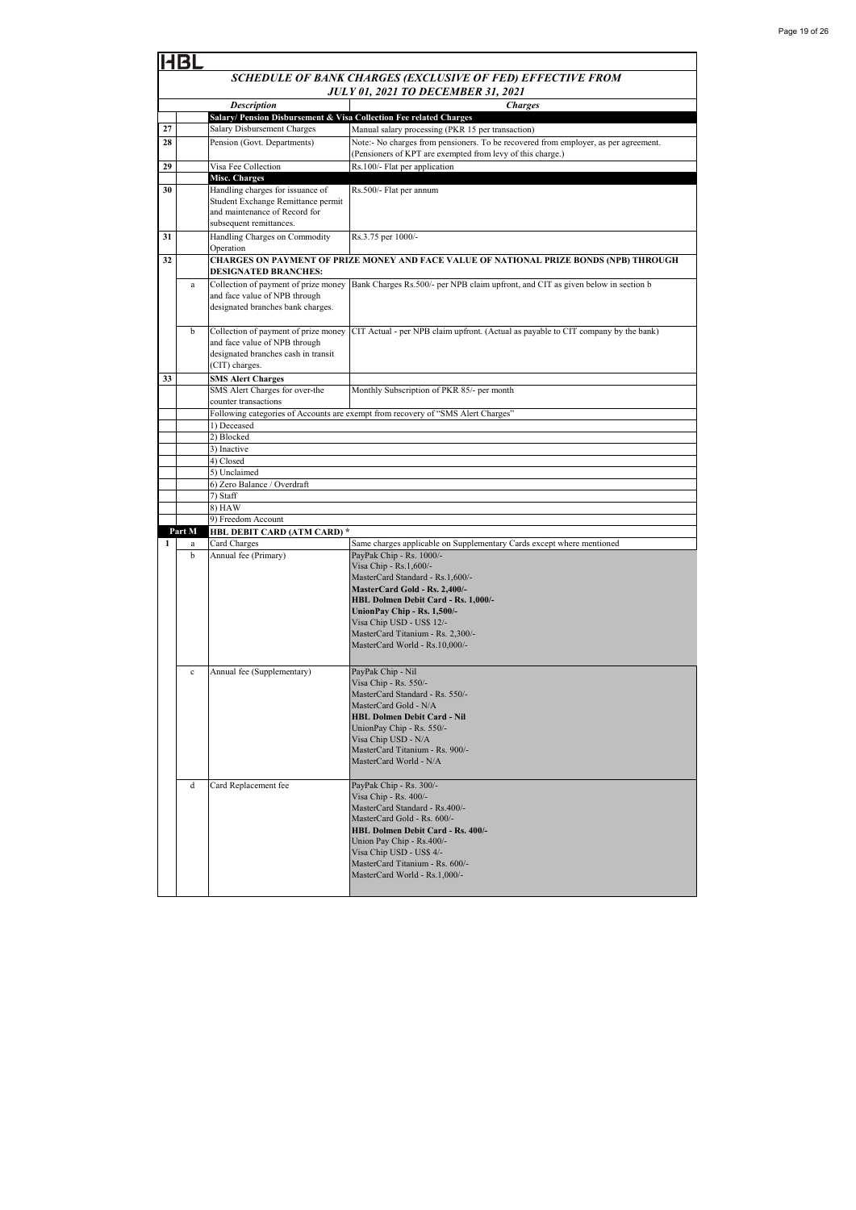HBL

## SCHEDULE OF BANK CHARGES (EXCLUSIVE OF FED) EFFECTIVE FROM JULY 01, 2021 TO DECEMBER 31, 2021

| | | Description | Charges |
|---|---|---|---|
| | | **Salary/ Pension Disbursement & Visa Collection Fee related Charges** | |
| 27 | | Salary Disbursement Charges | Manual salary processing (PKR 15 per transaction) |
| 28 | | Pension (Govt. Departments) | Note:- No charges from pensioners. To be recovered from employer, as per agreement. (Pensioners of KPT are exempted from levy of this charge.) |
| 29 | | Visa Fee Collection | Rs.100/- Flat per application |
| | | **Misc. Charges** | |
| 30 | | Handling charges for issuance of Student Exchange Remittance permit and maintenance of Record for subsequent remittances. | Rs.500/- Flat per annum |
| 31 | | Handling Charges on Commodity Operation | Rs.3.75 per 1000/- |
| 32 | | **CHARGES ON PAYMENT OF PRIZE MONEY AND FACE VALUE OF NATIONAL PRIZE BONDS (NPB) THROUGH DESIGNATED BRANCHES:** | |
| | a | Collection of payment of prize money and face value of NPB through designated branches bank charges. | Bank Charges Rs.500/- per NPB claim upfront, and CIT as given below in section b |
| | b | Collection of payment of prize money and face value of NPB through designated branches cash in transit (CIT) charges. | CIT Actual - per NPB claim upfront. (Actual as payable to CIT company by the bank) |
| 33 | | **SMS Alert Charges** | |
| | | SMS Alert Charges for over-the counter transactions | Monthly Subscription of PKR 85/- per month |
| | | Following categories of Accounts are exempt from recovery of "SMS Alert Charges" | |
| | | 1) Deceased | |
| | | 2) Blocked | |
| | | 3) Inactive | |
| | | 4) Closed | |
| | | 5) Unclaimed | |
| | | 6) Zero Balance / Overdraft | |
| | | 7) Staff | |
| | | 8) HAW | |
| | | 9) Freedom Account | |
| **Part M** | | **HBL DEBIT CARD (ATM CARD) *** | |
| 1 | a | Card Charges | Same charges applicable on Supplementary Cards except where mentioned |
| | b | Annual fee (Primary) | PayPak Chip - Rs. 1000/-<br>Visa Chip - Rs.1,600/-<br>MasterCard Standard - Rs.1,600/-<br>**MasterCard Gold - Rs. 2,400/-**<br>**HBL Dolmen Debit Card - Rs. 1,000/-**<br>**UnionPay Chip - Rs. 1,500/-**<br>Visa Chip USD - US$ 12/-<br>MasterCard Titanium - Rs. 2,300/-<br>MasterCard World - Rs.10,000/- |
| | c | Annual fee (Supplementary) | PayPak Chip - Nil<br>Visa Chip - Rs. 550/-<br>MasterCard Standard - Rs. 550/-<br>MasterCard Gold - N/A<br>**HBL Dolmen Debit Card - Nil**<br>UnionPay Chip - Rs. 550/-<br>Visa Chip USD - N/A<br>MasterCard Titanium - Rs. 900/-<br>MasterCard World - N/A |
| | d | Card Replacement fee | PayPak Chip - Rs. 300/-<br>Visa Chip - Rs. 400/-<br>MasterCard Standard - Rs.400/-<br>MasterCard Gold - Rs. 600/-<br>**HBL Dolmen Debit Card - Rs. 400/-**<br>Union Pay Chip - Rs.400/-<br>Visa Chip USD - US$ 4/-<br>MasterCard Titanium - Rs. 600/-<br>MasterCard World - Rs.1,000/- |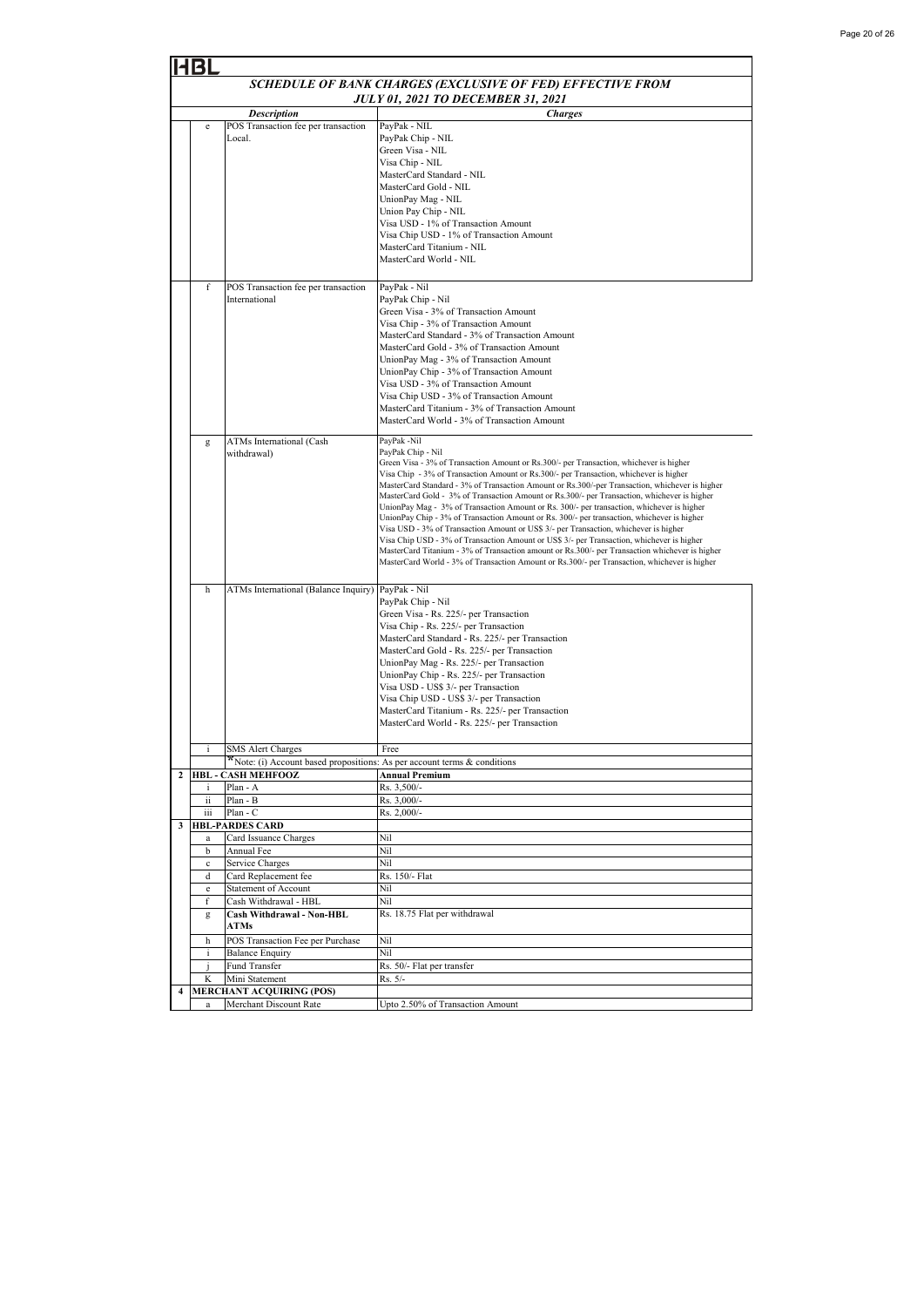# HBL

## SCHEDULE OF BANK CHARGES (EXCLUSIVE OF FED) EFFECTIVE FROM JULY 01, 2021 TO DECEMBER 31, 2021

| | | Description | Charges |
|---|---|---|---|
| | e | POS Transaction fee per transaction Local. | PayPak - NIL<br>PayPak Chip - NIL<br>Green Visa - NIL<br>Visa Chip - NIL<br>MasterCard Standard - NIL<br>MasterCard Gold - NIL<br>UnionPay Mag - NIL<br>Union Pay Chip - NIL<br>Visa USD - 1% of Transaction Amount<br>Visa Chip USD - 1% of Transaction Amount<br>MasterCard Titanium - NIL<br>MasterCard World - NIL |
| | f | POS Transaction fee per transaction International | PayPak - Nil<br>PayPak Chip - Nil<br>Green Visa - 3% of Transaction Amount<br>Visa Chip - 3% of Transaction Amount<br>MasterCard Standard - 3% of Transaction Amount<br>MasterCard Gold - 3% of Transaction Amount<br>UnionPay Mag - 3% of Transaction Amount<br>UnionPay Chip - 3% of Transaction Amount<br>Visa USD - 3% of Transaction Amount<br>Visa Chip USD - 3% of Transaction Amount<br>MasterCard Titanium - 3% of Transaction Amount<br>MasterCard World - 3% of Transaction Amount |
| | g | ATMs International (Cash withdrawal) | PayPak -Nil<br>PayPak Chip - Nil<br>Green Visa - 3% of Transaction Amount or Rs.300/- per Transaction, whichever is higher<br>Visa Chip - 3% of Transaction Amount or Rs.300/- per Transaction, whichever is higher<br>MasterCard Standard - 3% of Transaction Amount or Rs.300/-per Transaction, whichever is higher<br>MasterCard Gold - 3% of Transaction Amount or Rs.300/- per Transaction, whichever is higher<br>UnionPay Mag - 3% of Transaction Amount or Rs. 300/- per transaction, whichever is higher<br>UnionPay Chip - 3% of Transaction Amount or Rs. 300/- per transaction, whichever is higher<br>Visa USD - 3% of Transaction Amount or US$ 3/- per Transaction, whichever is higher<br>Visa Chip USD - 3% of Transaction Amount or US$ 3/- per Transaction, whichever is higher<br>MasterCard Titanium - 3% of Transaction amount or Rs.300/- per Transaction whichever is higher<br>MasterCard World - 3% of Transaction Amount or Rs.300/- per Transaction, whichever is higher |
| | h | ATMs International (Balance Inquiry) | PayPak - Nil<br>PayPak Chip - Nil<br>Green Visa - Rs. 225/- per Transaction<br>Visa Chip - Rs. 225/- per Transaction<br>MasterCard Standard - Rs. 225/- per Transaction<br>MasterCard Gold - Rs. 225/- per Transaction<br>UnionPay Mag - Rs. 225/- per Transaction<br>UnionPay Chip - Rs. 225/- per Transaction<br>Visa USD - US$ 3/- per Transaction<br>Visa Chip USD - US$ 3/- per Transaction<br>MasterCard Titanium - Rs. 225/- per Transaction<br>MasterCard World - Rs. 225/- per Transaction |
| | i | SMS Alert Charges | Free |
| | | *Note: (i) Account based propositions: As per account terms & conditions | |
| **2** | | **HBL - CASH MEHFOOZ** | **Annual Premium** |
| | i | Plan - A | Rs. 3,500/- |
| | ii | Plan - B | Rs. 3,000/- |
| | iii | Plan - C | Rs. 2,000/- |
| **3** | | **HBL-PARDES CARD** | |
| | a | Card Issuance Charges | Nil |
| | b | Annual Fee | Nil |
| | c | Service Charges | Nil |
| | d | Card Replacement fee | Rs. 150/- Flat |
| | e | Statement of Account | Nil |
| | f | Cash Withdrawal - HBL | Nil |
| | g | **Cash Withdrawal - Non-HBL ATMs** | Rs. 18.75 Flat per withdrawal |
| | h | POS Transaction Fee per Purchase | Nil |
| | i | Balance Enquiry | Nil |
| | j | Fund Transfer | Rs. 50/- Flat per transfer |
| | K | Mini Statement | Rs. 5/- |
| **4** | | **MERCHANT ACQUIRING (POS)** | |
| | a | Merchant Discount Rate | Upto 2.50% of Transaction Amount |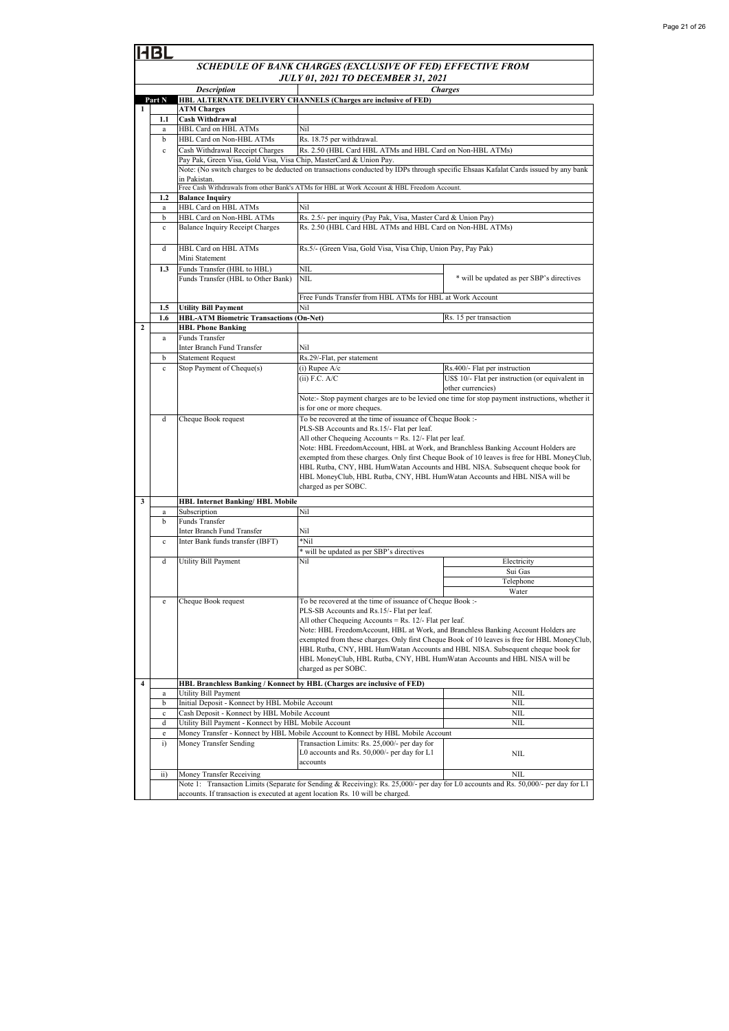HBL

## SCHEDULE OF BANK CHARGES (EXCLUSIVE OF FED) EFFECTIVE FROM JULY 01, 2021 TO DECEMBER 31, 2021

| | | Description | Charges | |
|---|---|---|---|---|
| Part N | | **HBL ALTERNATE DELIVERY CHANNELS (Charges are inclusive of FED)** | | |
| 1 | | **ATM Charges** | | |
| | 1.1 | **Cash Withdrawal** | | |
| | a | HBL Card on HBL ATMs | Nil | |
| | b | HBL Card on Non-HBL ATMs | Rs. 18.75 per withdrawal. | |
| | c | Cash Withdrawal Receipt Charges | Rs. 2.50 (HBL Card HBL ATMs and HBL Card on Non-HBL ATMs) | |
| | | Pay Pak, Green Visa, Gold Visa, Visa Chip, MasterCard & Union Pay. | | |
| | | Note: (No switch charges to be deducted on transactions conducted by IDPs through specific Ehsaas Kafalat Cards issued by any bank in Pakistan. | | |
| | | Free Cash Withdrawals from other Bank's ATMs for HBL at Work Account & HBL Freedom Account. | | |
| | 1.2 | **Balance Inquiry** | | |
| | a | HBL Card on HBL ATMs | Nil | |
| | b | HBL Card on Non-HBL ATMs | Rs. 2.5/- per inquiry (Pay Pak, Visa, Master Card & Union Pay) | |
| | c | Balance Inquiry Receipt Charges | Rs. 2.50 (HBL Card HBL ATMs and HBL Card on Non-HBL ATMs) | |
| | d | HBL Card on HBL ATMs Mini Statement | Rs.5/- (Green Visa, Gold Visa, Visa Chip, Union Pay, Pay Pak) | |
| | 1.3 | Funds Transfer (HBL to HBL) | NIL | |
| | | Funds Transfer (HBL to Other Bank) | NIL | * will be updated as per SBP's directives |
| | | | Free Funds Transfer from HBL ATMs for HBL at Work Account | |
| | 1.5 | **Utility Bill Payment** | Nil | |
| | 1.6 | **HBL-ATM Biometric Transactions (On-Net)** | | Rs. 15 per transaction |
| 2 | | **HBL Phone Banking** | | |
| | a | Funds Transfer<br>Inter Branch Fund Transfer | Nil | |
| | b | Statement Request | Rs.29/-Flat, per statement | |
| | c | Stop Payment of Cheque(s) | (i) Rupee A/c | Rs.400/- Flat per instruction |
| | | | (ii) F.C. A/C | US$ 10/- Flat per instruction (or equivalent in other currencies) |
| | | | Note:- Stop payment charges are to be levied one time for stop payment instructions, whether it is for one or more cheques. | |
| | d | Cheque Book request | To be recovered at the time of issuance of Cheque Book :-<br>PLS-SB Accounts and Rs.15/- Flat per leaf.<br>All other Chequeing Accounts = Rs. 12/- Flat per leaf.<br>Note: HBL FreedomAccount, HBL at Work, and Branchless Banking Account Holders are exempted from these charges. Only first Cheque Book of 10 leaves is free for HBL MoneyClub, HBL Rutba, CNY, HBL HumWatan Accounts and HBL NISA. Subsequent cheque book for HBL MoneyClub, HBL Rutba, CNY, HBL HumWatan Accounts and HBL NISA will be charged as per SOBC. | |
| 3 | | **HBL Internet Banking/ HBL Mobile** | | |
| | a | Subscription | Nil | |
| | b | Funds Transfer<br>Inter Branch Fund Transfer | Nil | |
| | c | Inter Bank funds transfer (IBFT) | *Nil<br>* will be updated as per SBP's directives | |
| | d | Utility Bill Payment | Nil | Electricity<br>Sui Gas<br>Telephone<br>Water |
| | e | Cheque Book request | To be recovered at the time of issuance of Cheque Book :-<br>PLS-SB Accounts and Rs.15/- Flat per leaf.<br>All other Chequeing Accounts = Rs. 12/- Flat per leaf.<br>Note: HBL FreedomAccount, HBL at Work, and Branchless Banking Account Holders are exempted from these charges. Only first Cheque Book of 10 leaves is free for HBL MoneyClub, HBL Rutba, CNY, HBL HumWatan Accounts and HBL NISA. Subsequent cheque book for HBL MoneyClub, HBL Rutba, CNY, HBL HumWatan Accounts and HBL NISA will be charged as per SOBC. | |
| 4 | | **HBL Branchless Banking / Konnect by HBL (Charges are inclusive of FED)** | | |
| | a | Utility Bill Payment | | NIL |
| | b | Initial Deposit - Konnect by HBL Mobile Account | | NIL |
| | c | Cash Deposit - Konnect by HBL Mobile Account | | NIL |
| | d | Utility Bill Payment - Konnect by HBL Mobile Account | | NIL |
| | e | Money Transfer - Konnect by HBL Mobile Account to Konnect by HBL Mobile Account | | |
| | i) | Money Transfer Sending | Transaction Limits: Rs. 25,000/- per day for L0 accounts and Rs. 50,000/- per day for L1 accounts | NIL |
| | ii) | Money Transfer Receiving | | NIL |
| | | Note 1: Transaction Limits (Separate for Sending & Receiving): Rs. 25,000/- per day for L0 accounts and Rs. 50,000/- per day for L1 accounts. If transaction is executed at agent location Rs. 10 will be charged. | | |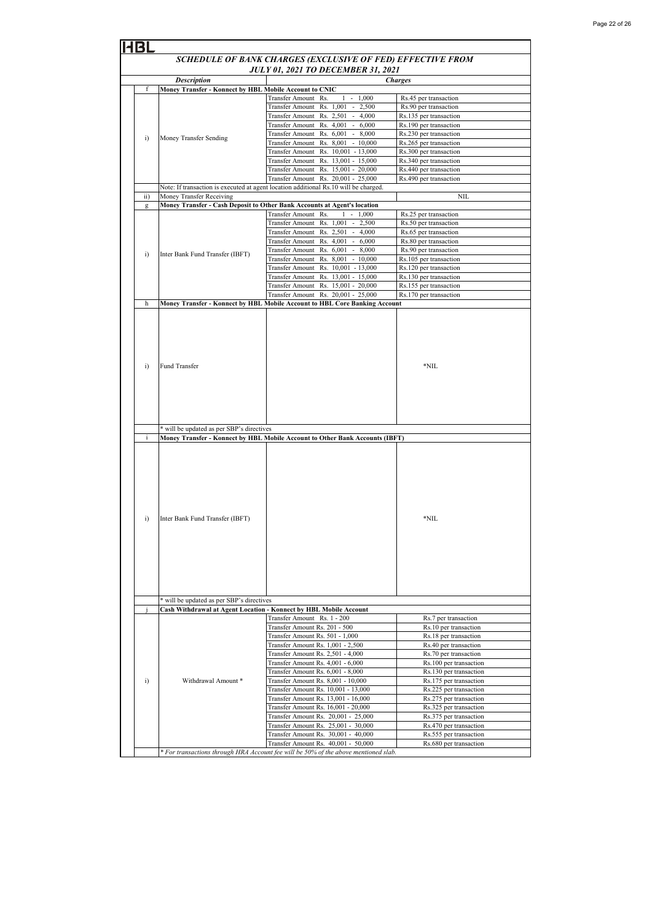HBL

## SCHEDULE OF BANK CHARGES (EXCLUSIVE OF FED) EFFECTIVE FROM JULY 01, 2021 TO DECEMBER 31, 2021

| | Description | | Charges |
|---|---|---|---|
| f | **Money Transfer - Konnect by HBL Mobile Account to CNIC** | | |
| i) | Money Transfer Sending | Transfer Amount Rs. 1 - 1,000 | Rs.45 per transaction |
| | | Transfer Amount Rs. 1,001 - 2,500 | Rs.90 per transaction |
| | | Transfer Amount Rs. 2,501 - 4,000 | Rs.135 per transaction |
| | | Transfer Amount Rs. 4,001 - 6,000 | Rs.190 per transaction |
| | | Transfer Amount Rs. 6,001 - 8,000 | Rs.230 per transaction |
| | | Transfer Amount Rs. 8,001 - 10,000 | Rs.265 per transaction |
| | | Transfer Amount Rs. 10,001 - 13,000 | Rs.300 per transaction |
| | | Transfer Amount Rs. 13,001 - 15,000 | Rs.340 per transaction |
| | | Transfer Amount Rs. 15,001 - 20,000 | Rs.440 per transaction |
| | | Transfer Amount Rs. 20,001 - 25,000 | Rs.490 per transaction |
| | Note: If transaction is executed at agent location additional Rs.10 will be charged. | | |
| ii) | Money Transfer Receiving | | NIL |
| g | **Money Transfer - Cash Deposit to Other Bank Accounts at Agent's location** | | |
| i) | Inter Bank Fund Transfer (IBFT) | Transfer Amount Rs. 1 - 1,000 | Rs.25 per transaction |
| | | Transfer Amount Rs. 1,001 - 2,500 | Rs.50 per transaction |
| | | Transfer Amount Rs. 2,501 - 4,000 | Rs.65 per transaction |
| | | Transfer Amount Rs. 4,001 - 6,000 | Rs.80 per transaction |
| | | Transfer Amount Rs. 6,001 - 8,000 | Rs.90 per transaction |
| | | Transfer Amount Rs. 8,001 - 10,000 | Rs.105 per transaction |
| | | Transfer Amount Rs. 10,001 - 13,000 | Rs.120 per transaction |
| | | Transfer Amount Rs. 13,001 - 15,000 | Rs.130 per transaction |
| | | Transfer Amount Rs. 15,001 - 20,000 | Rs.155 per transaction |
| | | Transfer Amount Rs. 20,001 - 25,000 | Rs.170 per transaction |
| h | **Money Transfer - Konnect by HBL Mobile Account to HBL Core Banking Account** | | |
| i) | Fund Transfer | | *NIL |
| | * will be updated as per SBP's directives | | |
| i | **Money Transfer - Konnect by HBL Mobile Account to Other Bank Accounts (IBFT)** | | |
| i) | Inter Bank Fund Transfer (IBFT) | | *NIL |
| | * will be updated as per SBP's directives | | |
| j | **Cash Withdrawal at Agent Location - Konnect by HBL Mobile Account** | | |
| i) | Withdrawal Amount * | Transfer Amount Rs. 1 - 200 | Rs.7 per transaction |
| | | Transfer Amount Rs. 201 - 500 | Rs.10 per transaction |
| | | Transfer Amount Rs. 501 - 1,000 | Rs.18 per transaction |
| | | Transfer Amount Rs. 1,001 - 2,500 | Rs.40 per transaction |
| | | Transfer Amount Rs. 2,501 - 4,000 | Rs.70 per transaction |
| | | Transfer Amount Rs. 4,001 - 6,000 | Rs.100 per transaction |
| | | Transfer Amount Rs. 6,001 - 8,000 | Rs.130 per transaction |
| | | Transfer Amount Rs. 8,001 - 10,000 | Rs.175 per transaction |
| | | Transfer Amount Rs. 10,001 - 13,000 | Rs.225 per transaction |
| | | Transfer Amount Rs. 13,001 - 16,000 | Rs.275 per transaction |
| | | Transfer Amount Rs. 16,001 - 20,000 | Rs.325 per transaction |
| | | Transfer Amount Rs. 20,001 - 25,000 | Rs.375 per transaction |
| | | Transfer Amount Rs. 25,001 - 30,000 | Rs.470 per transaction |
| | | Transfer Amount Rs. 30,001 - 40,000 | Rs.555 per transaction |
| | | Transfer Amount Rs. 40,001 - 50,000 | Rs.680 per transaction |
| | *\* For transactions through HRA Account fee will be 50% of the above mentioned slab.* | | |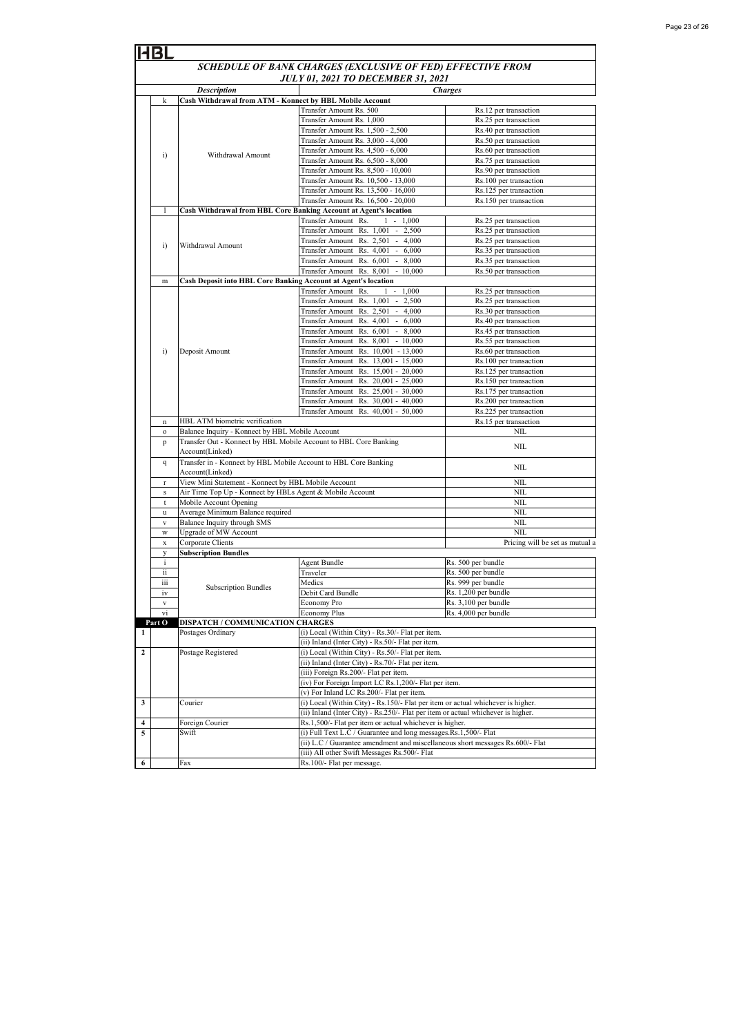HBL

## SCHEDULE OF BANK CHARGES (EXCLUSIVE OF FED) EFFECTIVE FROM JULY 01, 2021 TO DECEMBER 31, 2021

| | | Description | | Charges |
|---|---|---|---|---|
| | k | **Cash Withdrawal from ATM - Konnect by HBL Mobile Account** | | |
| | i) | Withdrawal Amount | Transfer Amount Rs. 500 | Rs.12 per transaction |
| | | | Transfer Amount Rs. 1,000 | Rs.25 per transaction |
| | | | Transfer Amount Rs. 1,500 - 2,500 | Rs.40 per transaction |
| | | | Transfer Amount Rs. 3,000 - 4,000 | Rs.50 per transaction |
| | | | Transfer Amount Rs. 4,500 - 6,000 | Rs.60 per transaction |
| | | | Transfer Amount Rs. 6,500 - 8,000 | Rs.75 per transaction |
| | | | Transfer Amount Rs. 8,500 - 10,000 | Rs.90 per transaction |
| | | | Transfer Amount Rs. 10,500 - 13,000 | Rs.100 per transaction |
| | | | Transfer Amount Rs. 13,500 - 16,000 | Rs.125 per transaction |
| | | | Transfer Amount Rs. 16,500 - 20,000 | Rs.150 per transaction |
| | l | **Cash Withdrawal from HBL Core Banking Account at Agent's location** | | |
| | i) | Withdrawal Amount | Transfer Amount Rs. 1 - 1,000 | Rs.25 per transaction |
| | | | Transfer Amount Rs. 1,001 - 2,500 | Rs.25 per transaction |
| | | | Transfer Amount Rs. 2,501 - 4,000 | Rs.25 per transaction |
| | | | Transfer Amount Rs. 4,001 - 6,000 | Rs.35 per transaction |
| | | | Transfer Amount Rs. 6,001 - 8,000 | Rs.35 per transaction |
| | | | Transfer Amount Rs. 8,001 - 10,000 | Rs.50 per transaction |
| | m | **Cash Deposit into HBL Core Banking Account at Agent's location** | | |
| | i) | Deposit Amount | Transfer Amount Rs. 1 - 1,000 | Rs.25 per transaction |
| | | | Transfer Amount Rs. 1,001 - 2,500 | Rs.25 per transaction |
| | | | Transfer Amount Rs. 2,501 - 4,000 | Rs.30 per transaction |
| | | | Transfer Amount Rs. 4,001 - 6,000 | Rs.40 per transaction |
| | | | Transfer Amount Rs. 6,001 - 8,000 | Rs.45 per transaction |
| | | | Transfer Amount Rs. 8,001 - 10,000 | Rs.55 per transaction |
| | | | Transfer Amount Rs. 10,001 - 13,000 | Rs.60 per transaction |
| | | | Transfer Amount Rs. 13,001 - 15,000 | Rs.100 per transaction |
| | | | Transfer Amount Rs. 15,001 - 20,000 | Rs.125 per transaction |
| | | | Transfer Amount Rs. 20,001 - 25,000 | Rs.150 per transaction |
| | | | Transfer Amount Rs. 25,001 - 30,000 | Rs.175 per transaction |
| | | | Transfer Amount Rs. 30,001 - 40,000 | Rs.200 per transaction |
| | | | Transfer Amount Rs. 40,001 - 50,000 | Rs.225 per transaction |
| | n | HBL ATM biometric verification | | Rs.15 per transaction |
| | o | Balance Inquiry - Konnect by HBL Mobile Account | | NIL |
| | p | Transfer Out - Konnect by HBL Mobile Account to HBL Core Banking Account(Linked) | | NIL |
| | q | Transfer in - Konnect by HBL Mobile Account to HBL Core Banking Account(Linked) | | NIL |
| | r | View Mini Statement - Konnect by HBL Mobile Account | | NIL |
| | s | Air Time Top Up - Konnect by HBLs Agent & Mobile Account | | NIL |
| | t | Mobile Account Opening | | NIL |
| | u | Average Minimum Balance required | | NIL |
| | v | Balance Inquiry through SMS | | NIL |
| | w | Upgrade of MW Account | | NIL |
| | x | Corporate Clients | | Pricing will be set as mutual a |
| | y | **Subscription Bundles** | | |
| | i | Subscription Bundles | Agent Bundle | Rs. 500 per bundle |
| | ii | | Traveler | Rs. 500 per bundle |
| | iii | | Medics | Rs. 999 per bundle |
| | iv | | Debit Card Bundle | Rs. 1,200 per bundle |
| | v | | Economy Pro | Rs. 3,100 per bundle |
| | vi | | Economy Plus | Rs. 4,000 per bundle |
| | **Part O** | **DISPATCH / COMMUNICATION CHARGES** | | |
| **1** | | Postages Ordinary | (i) Local (Within City) - Rs.30/- Flat per item. | |
| | | | (ii) Inland (Inter City) - Rs.50/- Flat per item. | |
| **2** | | Postage Registered | (i) Local (Within City) - Rs.50/- Flat per item. | |
| | | | (ii) Inland (Inter City) - Rs.70/- Flat per item. | |
| | | | (iii) Foreign Rs.200/- Flat per item. | |
| | | | (iv) For Foreign Import LC Rs.1,200/- Flat per item. | |
| | | | (v) For Inland LC Rs.200/- Flat per item. | |
| **3** | | Courier | (i) Local (Within City) - Rs.150/- Flat per item or actual whichever is higher. | |
| | | | (ii) Inland (Inter City) - Rs.250/- Flat per item or actual whichever is higher. | |
| **4** | | Foreign Courier | Rs.1,500/- Flat per item or actual whichever is higher. | |
| **5** | | Swift | (i) Full Text L.C / Guarantee and long messages.Rs.1,500/- Flat | |
| | | | (ii) L.C / Guarantee amendment and miscellaneous short messages Rs.600/- Flat | |
| | | | (iii) All other Swift Messages Rs.500/- Flat | |
| **6** | | Fax | Rs.100/- Flat per message. | |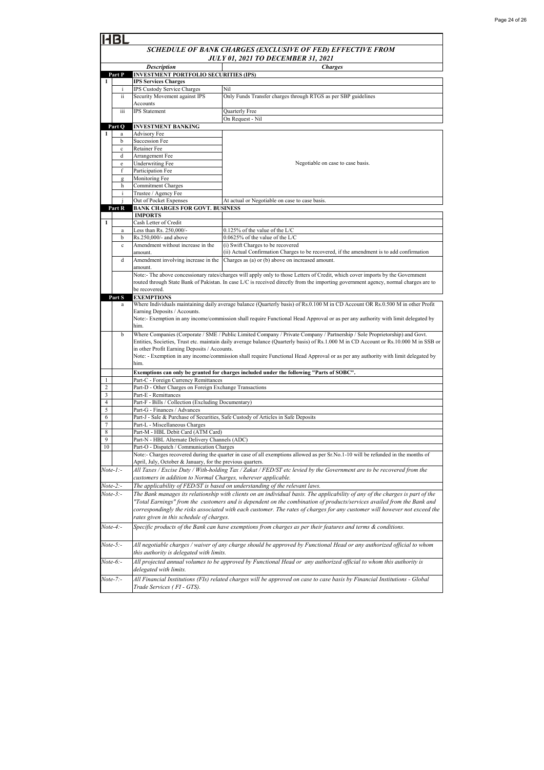# HBL

## SCHEDULE OF BANK CHARGES (EXCLUSIVE OF FED) EFFECTIVE FROM JULY 01, 2021 TO DECEMBER 31, 2021

| | | Description | Charges |
|---|---|---|---|
| **Part P** | | **INVESTMENT PORTFOLIO SECURITIES (IPS)** | |
| **1** | | **IPS Services Charges** | |
| | i | IPS Custody Service Charges | Nil |
| | ii | Security Movement against IPS Accounts | Only Funds Transfer charges through RTGS as per SBP guidelines |
| | iii | IPS Statement | Quarterly Free<br>On Request - Nil |
| **Part Q** | | **INVESTMENT BANKING** | |
| **1** | a | Advisory Fee | Negotiable on case to case basis. |
| | b | Succession Fee | |
| | c | Retainer Fee | |
| | d | Arrangement Fee | |
| | e | Underwriting Fee | |
| | f | Participation Fee | |
| | g | Monitoring Fee | |
| | h | Commitment Charges | |
| | i | Trustee / Agency Fee | |
| | j | Out of Pocket Expenses | At actual or Negotiable on case to case basis. |
| **Part R** | | **BANK CHARGES FOR GOVT. BUSINESS** | |
| | | **IMPORTS** | |
| **1** | | Cash Letter of Credit | |
| | a | Less than Rs. 250,000/- | 0.125% of the value of the L/C |
| | b | Rs.250,000/- and above | 0.0625% of the value of the L/C |
| | c | Amendment without increase in the amount. | (i) Swift Charges to be recovered<br>(ii) Actual Confirmation Charges to be recovered, if the amendment is to add confirmation |
| | d | Amendment involving increase in the amount. | Charges as (a) or (b) above on increased amount. |
| | | Note:- The above concessionary rates/charges will apply only to those Letters of Credit, which cover imports by the Government routed through State Bank of Pakistan. In case L/C is received directly from the importing government agency, normal charges are to be recovered. | |
| **Part S** | | **EXEMPTIONS** | |
| | a | Where Individuals maintaining daily average balance (Quarterly basis) of Rs.0.100 M in CD Account OR Rs.0.500 M in other Profit Earning Deposits / Accounts.<br>Note:- Exemption in any income/commission shall require Functional Head Approval or as per any authority with limit delegated by him. | |
| | b | Where Companies (Corporate / SME / Public Limited Company / Private Company / Partnership / Sole Proprietorship) and Govt. Entities, Societies, Trust etc. maintain daily average balance (Quarterly basis) of Rs.1.000 M in CD Account or Rs.10.000 M in SSB or in other Profit Earning Deposits / Accounts.<br>Note: - Exemption in any income/commission shall require Functional Head Approval or as per any authority with limit delegated by him. | |
| | | **Exemptions can only be granted for charges included under the following "Parts of SOBC".** | |
| 1 | | Part-C - Foreign Currency Remittances | |
| 2 | | Part-D - Other Charges on Foreign Exchange Transactions | |
| 3 | | Part-E - Remittances | |
| 4 | | Part-F - Bills / Collection (Excluding Documentary) | |
| 5 | | Part-G - Finances / Advances | |
| 6 | | Part-J - Sale & Purchase of Securities, Safe Custody of Articles in Safe Deposits | |
| 7 | | Part-L - Miscellaneous Charges | |
| 8 | | Part-M - HBL Debit Card (ATM Card) | |
| 9 | | Part-N - HBL Alternate Delivery Channels (ADC) | |
| 10 | | Part-O - Dispatch / Communication Charges | |
| | | Note:- Charges recovered during the quarter in case of all exemptions allowed as per Sr.No.1-10 will be refunded in the months of April, July, October & January, for the previous quarters. | |

*Note-1:-* *All Taxes / Excise Duty / With-holding Tax / Zakat / FED/ST etc levied by the Government are to be recovered from the customers in addition to Normal Charges, wherever applicable.*

*Note-2:-* *The applicability of FED/ST is based on understanding of the relevant laws.*

*Note-3:-* *The Bank manages its relationship with clients on an individual basis. The applicability of any of the charges is part of the "Total Earnings" from the customers and is dependent on the combination of products/services availed from the Bank and correspondingly the risks associated with each customer. The rates of charges for any customer will however not exceed the rates given in this schedule of charges.*

*Note-4:-* *Specific products of the Bank can have exemptions from charges as per their features and terms & conditions.*

*Note-5:-* *All negotiable charges / waiver of any charge should be approved by Functional Head or any authorized official to whom this authority is delegated with limits.*

*Note-6:-* *All projected annual volumes to be approved by Functional Head or any authorized official to whom this authority is delegated with limits.*

*Note-7:-* *All Financial Institutions (FIs) related charges will be approved on case to case basis by Financial Institutions - Global Trade Services ( FI - GTS).*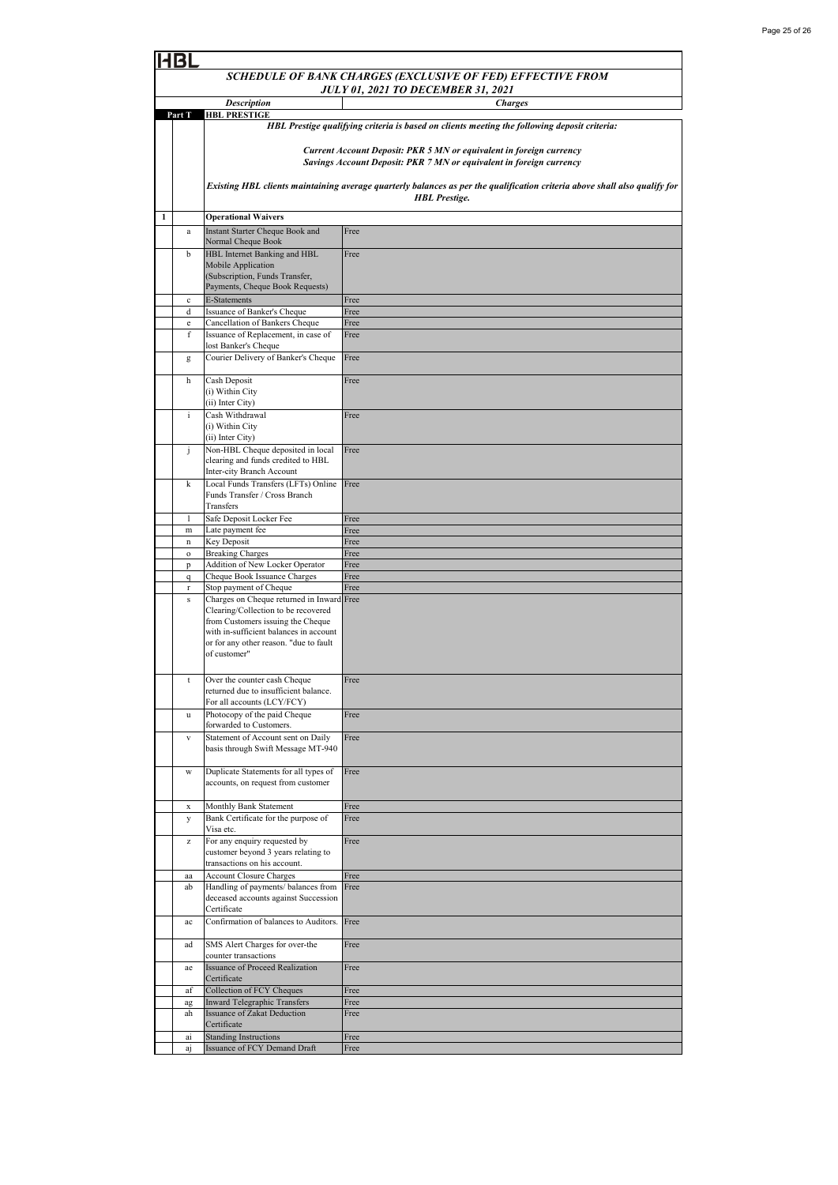HBL

## SCHEDULE OF BANK CHARGES (EXCLUSIVE OF FED) EFFECTIVE FROM JULY 01, 2021 TO DECEMBER 31, 2021

| | | Description | Charges |
|---|---|---|---|
| Part T | | **HBL PRESTIGE** | ***HBL Prestige qualifying criteria is based on clients meeting the following deposit criteria:*** <br><br> ***Current Account Deposit: PKR 5 MN or equivalent in foreign currency*** <br> ***Savings Account Deposit: PKR 7 MN or equivalent in foreign currency*** <br><br> ***Existing HBL clients maintaining average quarterly balances as per the qualification criteria above shall also qualify for HBL Prestige.*** |
| 1 | | **Operational Waivers** | |
| | a | Instant Starter Cheque Book and Normal Cheque Book | Free |
| | b | HBL Internet Banking and HBL Mobile Application (Subscription, Funds Transfer, Payments, Cheque Book Requests) | Free |
| | c | E-Statements | Free |
| | d | Issuance of Banker's Cheque | Free |
| | e | Cancellation of Bankers Cheque | Free |
| | f | Issuance of Replacement, in case of lost Banker's Cheque | Free |
| | g | Courier Delivery of Banker's Cheque | Free |
| | h | Cash Deposit (i) Within City (ii) Inter City) | Free |
| | i | Cash Withdrawal (i) Within City (ii) Inter City) | Free |
| | j | Non-HBL Cheque deposited in local clearing and funds credited to HBL Inter-city Branch Account | Free |
| | k | Local Funds Transfers (LFTs) Online Funds Transfer / Cross Branch Transfers | Free |
| | l | Safe Deposit Locker Fee | Free |
| | m | Late payment fee | Free |
| | n | Key Deposit | Free |
| | o | Breaking Charges | Free |
| | p | Addition of New Locker Operator | Free |
| | q | Cheque Book Issuance Charges | Free |
| | r | Stop payment of Cheque | Free |
| | s | Charges on Cheque returned in Inward Clearing/Collection to be recovered from Customers issuing the Cheque with in-sufficient balances in account or for any other reason. "due to fault of customer" | Free |
| | t | Over the counter cash Cheque returned due to insufficient balance. For all accounts (LCY/FCY) | Free |
| | u | Photocopy of the paid Cheque forwarded to Customers. | Free |
| | v | Statement of Account sent on Daily basis through Swift Message MT-940 | Free |
| | w | Duplicate Statements for all types of accounts, on request from customer | Free |
| | x | Monthly Bank Statement | Free |
| | y | Bank Certificate for the purpose of Visa etc. | Free |
| | z | For any enquiry requested by customer beyond 3 years relating to transactions on his account. | Free |
| | aa | Account Closure Charges | Free |
| | ab | Handling of payments/ balances from deceased accounts against Succession Certificate | Free |
| | ac | Confirmation of balances to Auditors. | Free |
| | ad | SMS Alert Charges for over-the counter transactions | Free |
| | ae | Issuance of Proceed Realization Certificate | Free |
| | af | Collection of FCY Cheques | Free |
| | ag | Inward Telegraphic Transfers | Free |
| | ah | Issuance of Zakat Deduction Certificate | Free |
| | ai | Standing Instructions | Free |
| | aj | Issuance of FCY Demand Draft | Free |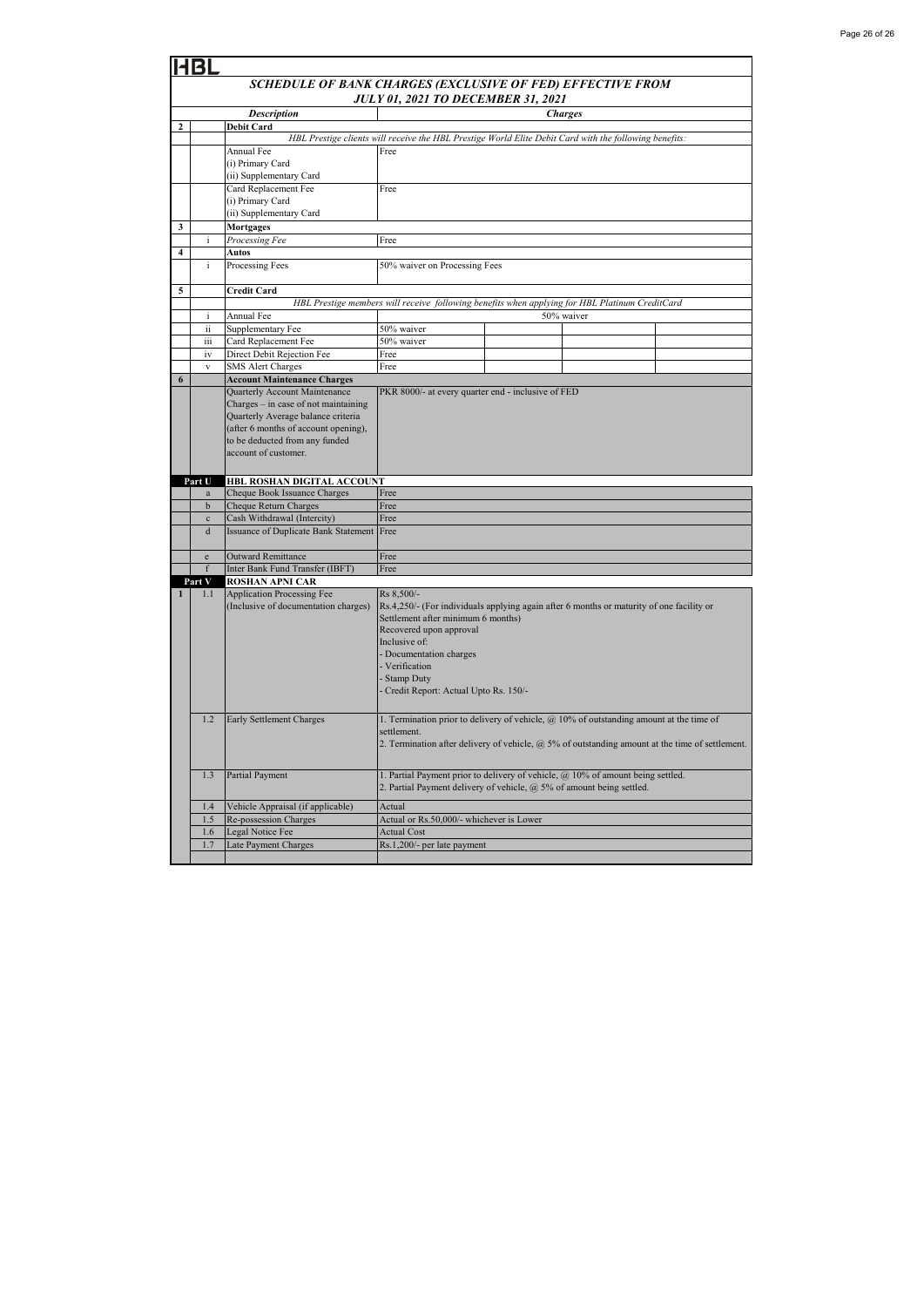# HBL

## SCHEDULE OF BANK CHARGES (EXCLUSIVE OF FED) EFFECTIVE FROM JULY 01, 2021 TO DECEMBER 31, 2021

| | | Description | Charges | | | |
|---|---|---|---|---|---|---|
| 2 | | **Debit Card** | | | | |
| | | *HBL Prestige clients will receive the HBL Prestige World Elite Debit Card with the following benefits:* | | | | |
| | | Annual Fee<br>(i) Primary Card<br>(ii) Supplementary Card | Free | | | |
| | | Card Replacement Fee<br>(i) Primary Card<br>(ii) Supplementary Card | Free | | | |
| 3 | | **Mortgages** | | | | |
| | i | *Processing Fee* | Free | | | |
| 4 | | **Autos** | | | | |
| | i | Processing Fees | 50% waiver on Processing Fees | | | |
| 5 | | **Credit Card** | | | | |
| | | *HBL Prestige members will receive following benefits when applying for HBL Platinum CreditCard* | | | | |
| | i | Annual Fee | | | 50% waiver | |
| | ii | Supplementary Fee | 50% waiver | | | |
| | iii | Card Replacement Fee | 50% waiver | | | |
| | iv | Direct Debit Rejection Fee | Free | | | |
| | v | SMS Alert Charges | Free | | | |
| 6 | | **Account Maintenance Charges** | | | | |
| | | Quarterly Account Maintenance Charges – in case of not maintaining Quarterly Average balance criteria (after 6 months of account opening), to be deducted from any funded account of customer. | PKR 8000/- at every quarter end - inclusive of FED | | | |
| | **Part U** | **HBL ROSHAN DIGITAL ACCOUNT** | | | | |
| | a | Cheque Book Issuance Charges | Free | | | |
| | b | Cheque Return Charges | Free | | | |
| | c | Cash Withdrawal (Intercity) | Free | | | |
| | d | Issuance of Duplicate Bank Statement | Free | | | |
| | e | Outward Remittance | Free | | | |
| | f | Inter Bank Fund Transfer (IBFT) | Free | | | |
| | **Part V** | **ROSHAN APNI CAR** | | | | |
| 1 | 1.1 | Application Processing Fee (Inclusive of documentation charges) | Rs 8,500/-<br>Rs.4,250/- (For individuals applying again after 6 months or maturity of one facility or Settlement after minimum 6 months)<br>Recovered upon approval<br>Inclusive of:<br>- Documentation charges<br>- Verification<br>- Stamp Duty<br>- Credit Report: Actual Upto Rs. 150/- | | | |
| | 1.2 | Early Settlement Charges | 1. Termination prior to delivery of vehicle, @ 10% of outstanding amount at the time of settlement.<br>2. Termination after delivery of vehicle, @ 5% of outstanding amount at the time of settlement. | | | |
| | 1.3 | Partial Payment | 1. Partial Payment prior to delivery of vehicle, @ 10% of amount being settled.<br>2. Partial Payment delivery of vehicle, @ 5% of amount being settled. | | | |
| | 1.4 | Vehicle Appraisal (if applicable) | Actual | | | |
| | 1.5 | Re-possession Charges | Actual or Rs.50,000/- whichever is Lower | | | |
| | 1.6 | Legal Notice Fee | Actual Cost | | | |
| | 1.7 | Late Payment Charges | Rs.1,200/- per late payment | | | |